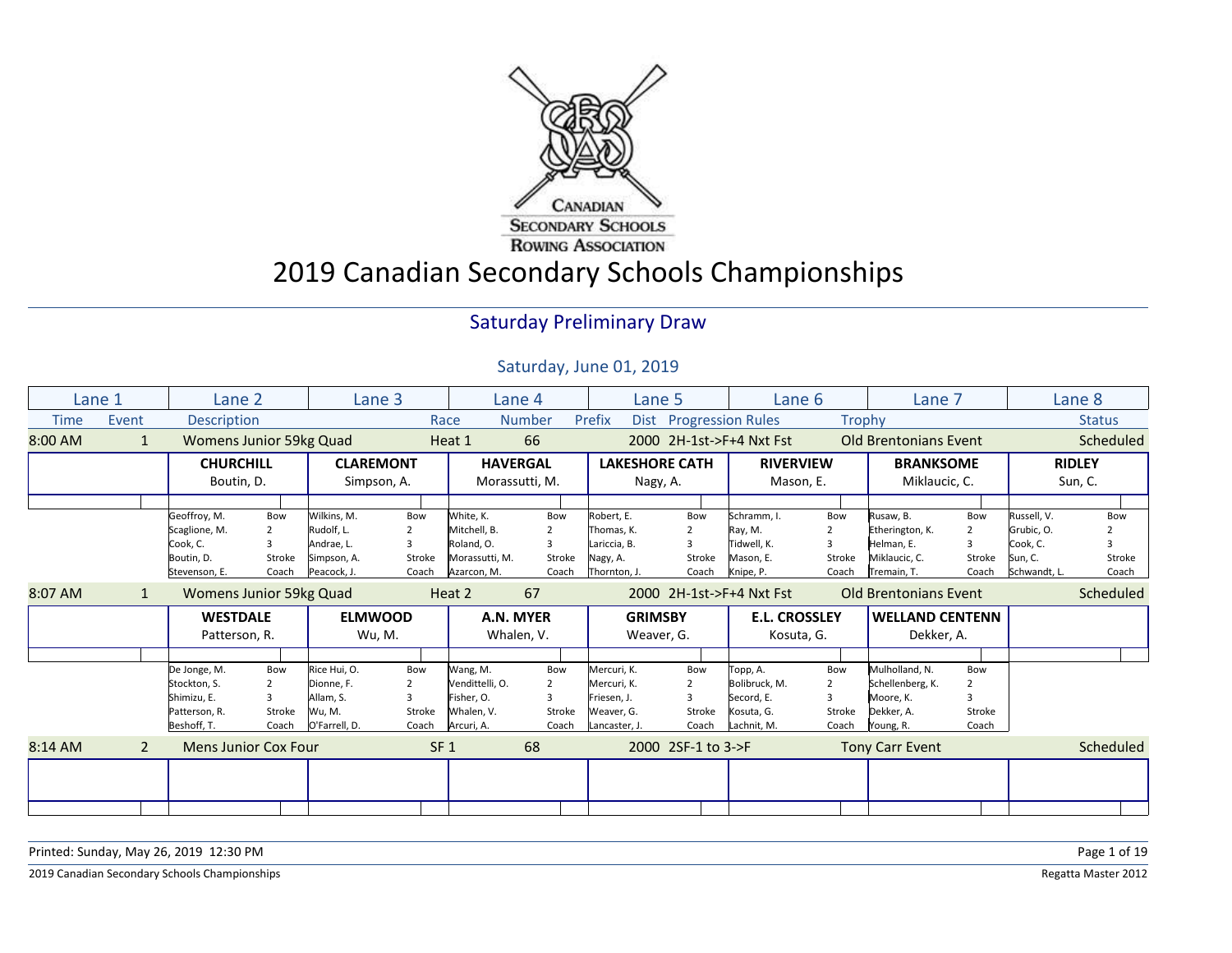Canadian Secondary Schools Rowing Association

# 2019 Canadian Secondary Schools Championships

## Saturday Preliminary Draw

Saturday, June 01, 2019

| Time | Event | Description | Race | Number | Prefix | Dist | Progression Rules | Trophy | Status |
|---|---|---|---|---|---|---|---|---|---|
| 8:00 AM | 1 | Womens Junior 59kg Quad | Heat 1 | 66 | | 2000 | 2H-1st->F+4 Nxt Fst | Old Brentonians Event | Scheduled |

| Lane 1 | Lane 2 | Lane 3 | Lane 4 | Lane 5 | Lane 6 | Lane 7 | Lane 8 |
|---|---|---|---|---|---|---|---|
| | **CHURCHILL** Boutin, D. | **CLAREMONT** Simpson, A. | **HAVERGAL** Morassutti, M. | **LAKESHORE CATH** Nagy, A. | **RIVERVIEW** Mason, E. | **BRANKSOME** Miklaucic, C. | **RIDLEY** Sun, C. |
| | Geoffroy, M. (Bow) | Wilkins, M. (Bow) | White, K. (Bow) | Robert, E. (Bow) | Schramm, I. (Bow) | Rusaw, B. (Bow) | Russell, V. (Bow) |
| | Scaglione, M. (2) | Rudolf, L. (2) | Mitchell, B. (2) | Thomas, K. (2) | Ray, M. (2) | Etherington, K. (2) | Grubic, O. (2) |
| | Cook, C. (3) | Andrae, L. (3) | Roland, O. (3) | Lariccia, B. (3) | Tidwell, K. (3) | Helman, E. (3) | Cook, C. (3) |
| | Boutin, D. (Stroke) | Simpson, A. (Stroke) | Morassutti, M. (Stroke) | Nagy, A. (Stroke) | Mason, E. (Stroke) | Miklaucic, C. (Stroke) | Sun, C. (Stroke) |
| | Stevenson, E. (Coach) | Peacock, J. (Coach) | Azarcon, M. (Coach) | Thornton, J. (Coach) | Knipe, P. (Coach) | Tremain, T. (Coach) | Schwandt, L. (Coach) |

| Time | Event | Description | Race | Number | Prefix | Dist | Progression Rules | Trophy | Status |
|---|---|---|---|---|---|---|---|---|---|
| 8:07 AM | 1 | Womens Junior 59kg Quad | Heat 2 | 67 | | 2000 | 2H-1st->F+4 Nxt Fst | Old Brentonians Event | Scheduled |

| Lane 1 | Lane 2 | Lane 3 | Lane 4 | Lane 5 | Lane 6 | Lane 7 | Lane 8 |
|---|---|---|---|---|---|---|---|
| | **WESTDALE** Patterson, R. | **ELMWOOD** Wu, M. | **A.N. MYER** Whalen, V. | **GRIMSBY** Weaver, G. | **E.L. CROSSLEY** Kosuta, G. | **WELLAND CENTENN** Dekker, A. | |
| | De Jonge, M. (Bow) | Rice Hui, O. (Bow) | Wang, M. (Bow) | Mercuri, K. (Bow) | Topp, A. (Bow) | Mulholland, N. (Bow) | |
| | Stockton, S. (2) | Dionne, F. (2) | Vendittelli, O. (2) | Mercuri, K. (2) | Bolibruck, M. (2) | Schellenberg, K. (2) | |
| | Shimizu, E. (3) | Allam, S. (3) | Fisher, O. (3) | Friesen, J. (3) | Secord, E. (3) | Moore, K. (3) | |
| | Patterson, R. (Stroke) | Wu, M. (Stroke) | Whalen, V. (Stroke) | Weaver, G. (Stroke) | Kosuta, G. (Stroke) | Dekker, A. (Stroke) | |
| | Beshoff, T. (Coach) | O'Farrell, D. (Coach) | Arcuri, A. (Coach) | Lancaster, J. (Coach) | Lachnit, M. (Coach) | Young, R. (Coach) | |

| Time | Event | Description | Race | Number | Prefix | Dist | Progression Rules | Trophy | Status |
|---|---|---|---|---|---|---|---|---|---|
| 8:14 AM | 2 | Mens Junior Cox Four | SF 1 | 68 | | 2000 | 2SF-1 to 3->F | Tony Carr Event | Scheduled |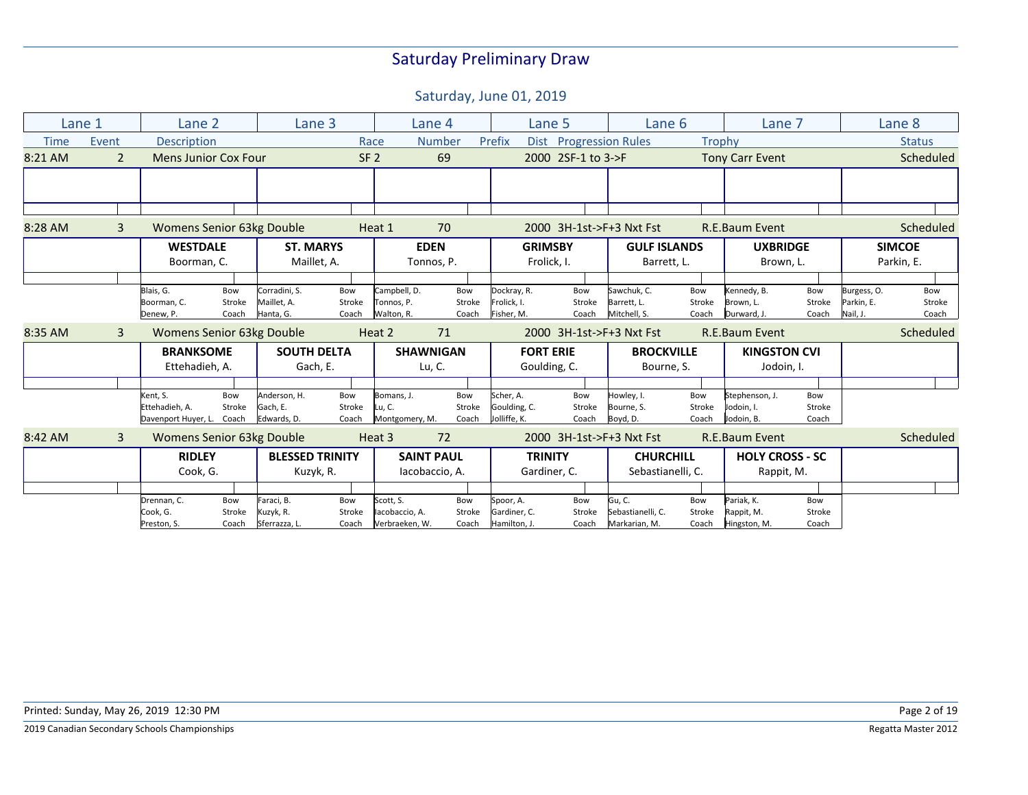# Saturday Preliminary Draw

## Saturday, June 01, 2019

| Lane 1 | Lane 2 | Lane 3 | Lane 4 | Lane 5 | Lane 6 | Lane 7 | Lane 8 |
|---|---|---|---|---|---|---|---|

Time | Event | Description | Race | Number | Prefix | Dist | Progression Rules | Trophy | Status

### 8:21 AM — Event 2 — Mens Junior Cox Four — SF 2 — 69 — 2000 — 2SF-1 to 3->F — Tony Carr Event — Scheduled

### 8:28 AM — Event 3 — Womens Senior 63kg Double — Heat 1 — 70 — 2000 — 3H-1st->F+3 Nxt Fst — R.E.Baum Event — Scheduled

| Lane | Crew | Bow | Stroke | Coach |
|---|---|---|---|---|
| 2 | **WESTDALE** Boorman, C. | Blais, G. | Boorman, C. | Denew, P. |
| 3 | **ST. MARYS** Maillet, A. | Corradini, S. | Maillet, A. | Hanta, G. |
| 4 | **EDEN** Tonnos, P. | Campbell, D. | Tonnos, P. | Walton, R. |
| 5 | **GRIMSBY** Frolick, I. | Dockray, R. | Frolick, I. | Fisher, M. |
| 6 | **GULF ISLANDS** Barrett, L. | Sawchuk, C. | Barrett, L. | Mitchell, S. |
| 7 | **UXBRIDGE** Brown, L. | Kennedy, B. | Brown, L. | Durward, J. |
| 8 | **SIMCOE** Parkin, E. | Burgess, O. | Parkin, E. | Nail, J. |

### 8:35 AM — Event 3 — Womens Senior 63kg Double — Heat 2 — 71 — 2000 — 3H-1st->F+3 Nxt Fst — R.E.Baum Event — Scheduled

| Lane | Crew | Bow | Stroke | Coach |
|---|---|---|---|---|
| 2 | **BRANKSOME** Ettehadieh, A. | Kent, S. | Ettehadieh, A. | Davenport Huyer, L. |
| 3 | **SOUTH DELTA** Gach, E. | Anderson, H. | Gach, E. | Edwards, D. |
| 4 | **SHAWNIGAN** Lu, C. | Bomans, J. | Lu, C. | Montgomery, M. |
| 5 | **FORT ERIE** Goulding, C. | Scher, A. | Goulding, C. | Jolliffe, K. |
| 6 | **BROCKVILLE** Bourne, S. | Howley, I. | Bourne, S. | Boyd, D. |
| 7 | **KINGSTON CVI** Jodoin, I. | Stephenson, J. | Jodoin, I. | Jodoin, B. |

### 8:42 AM — Event 3 — Womens Senior 63kg Double — Heat 3 — 72 — 2000 — 3H-1st->F+3 Nxt Fst — R.E.Baum Event — Scheduled

| Lane | Crew | Bow | Stroke | Coach |
|---|---|---|---|---|
| 2 | **RIDLEY** Cook, G. | Drennan, C. | Cook, G. | Preston, S. |
| 3 | **BLESSED TRINITY** Kuzyk, R. | Faraci, B. | Kuzyk, R. | Sferrazza, L. |
| 4 | **SAINT PAUL** Iacobaccio, A. | Scott, S. | Iacobaccio, A. | Verbraeken, W. |
| 5 | **TRINITY** Gardiner, C. | Spoor, A. | Gardiner, C. | Hamilton, J. |
| 6 | **CHURCHILL** Sebastianelli, C. | Gu, C. | Sebastianelli, C. | Markarian, M. |
| 7 | **HOLY CROSS - SC** Rappit, M. | Pariak, K. | Rappit, M. | Hingston, M. |

Printed: Sunday, May 26, 2019 12:30 PM

2019 Canadian Secondary Schools Championships — Regatta Master 2012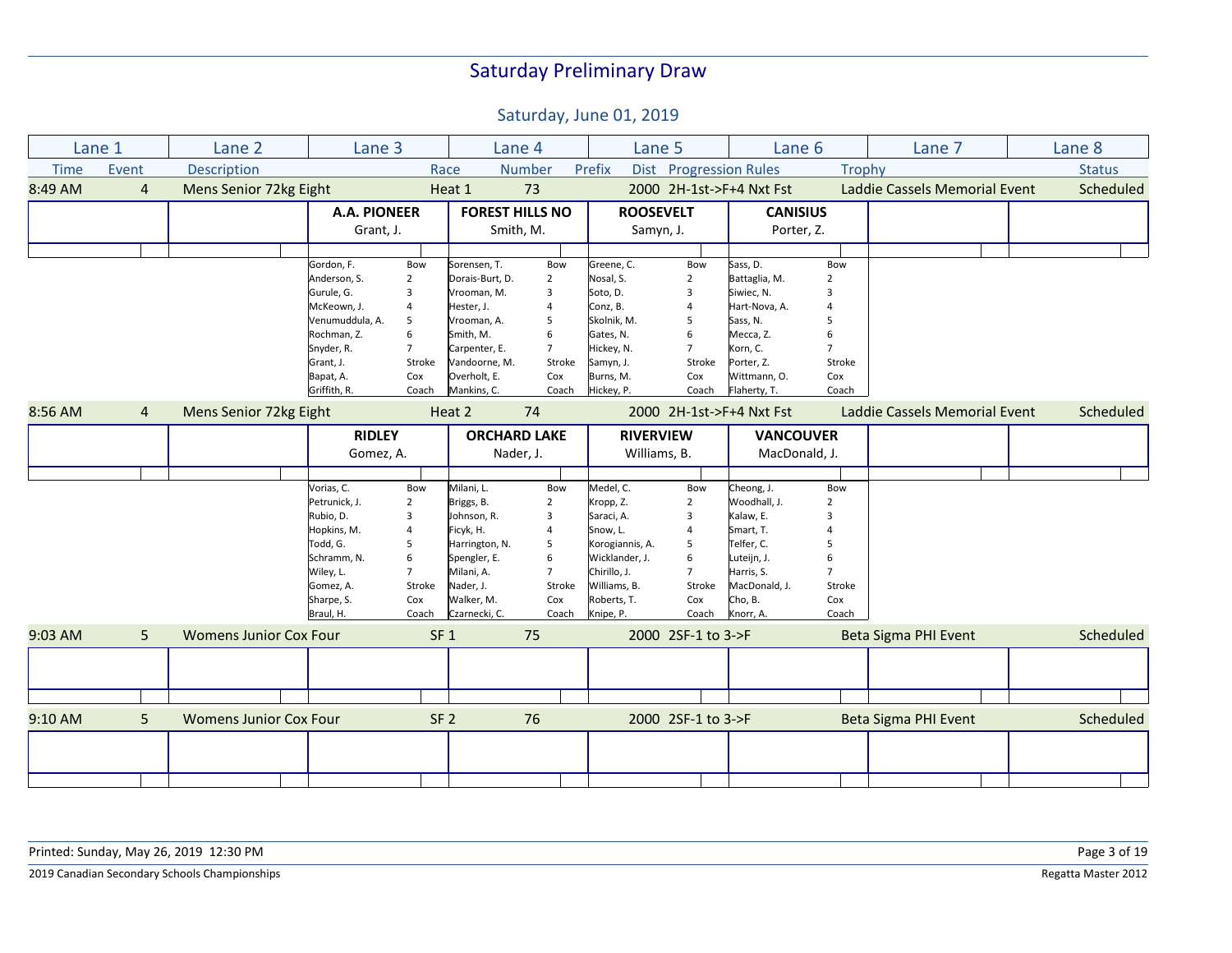# Saturday Preliminary Draw

## Saturday, June 01, 2019

| Lane 1 | Lane 2 | Lane 3 | Lane 4 | Lane 5 | Lane 6 | Lane 7 | Lane 8 |
|---|---|---|---|---|---|---|---|
| Time / Event | Description | Race | Number / Prefix | Dist / Progression Rules | | Trophy | Status |

### 8:49 AM — Event 4 — Mens Senior 72kg Eight — Heat 1 — 73 — 2000 — 2H-1st->F+4 Nxt Fst — Laddie Cassels Memorial Event — Scheduled

| | Lane 3: A.A. PIONEER (Grant, J.) | | Lane 4: FOREST HILLS NO (Smith, M.) | | Lane 5: ROOSEVELT (Samyn, J.) | | Lane 6: CANISIUS (Porter, Z.) | |
|---|---|---|---|---|---|---|---|---|
| | Gordon, F. | Bow | Sorensen, T. | Bow | Greene, C. | Bow | Sass, D. | Bow |
| | Anderson, S. | 2 | Dorais-Burt, D. | 2 | Nosal, S. | 2 | Battaglia, M. | 2 |
| | Gurule, G. | 3 | Vrooman, M. | 3 | Soto, D. | 3 | Siwiec, N. | 3 |
| | McKeown, J. | 4 | Hester, J. | 4 | Conz, B. | 4 | Hart-Nova, A. | 4 |
| | Venumuddula, A. | 5 | Vrooman, A. | 5 | Skolnik, M. | 5 | Sass, N. | 5 |
| | Rochman, Z. | 6 | Smith, M. | 6 | Gates, N. | 6 | Mecca, Z. | 6 |
| | Snyder, R. | 7 | Carpenter, E. | 7 | Hickey, N. | 7 | Korn, C. | 7 |
| | Grant, J. | Stroke | Vandoorne, M. | Stroke | Samyn, J. | Stroke | Porter, Z. | Stroke |
| | Bapat, A. | Cox | Overholt, E. | Cox | Burns, M. | Cox | Wittmann, O. | Cox |
| | Griffith, R. | Coach | Mankins, C. | Coach | Hickey, P. | Coach | Flaherty, T. | Coach |

### 8:56 AM — Event 4 — Mens Senior 72kg Eight — Heat 2 — 74 — 2000 — 2H-1st->F+4 Nxt Fst — Laddie Cassels Memorial Event — Scheduled

| | Lane 3: RIDLEY (Gomez, A.) | | Lane 4: ORCHARD LAKE (Nader, J.) | | Lane 5: RIVERVIEW (Williams, B.) | | Lane 6: VANCOUVER (MacDonald, J.) | |
|---|---|---|---|---|---|---|---|---|
| | Vorias, C. | Bow | Milani, L. | Bow | Medel, C. | Bow | Cheong, J. | Bow |
| | Petrunick, J. | 2 | Briggs, B. | 2 | Kropp, Z. | 2 | Woodhall, J. | 2 |
| | Rubio, D. | 3 | Johnson, R. | 3 | Saraci, A. | 3 | Kalaw, E. | 3 |
| | Hopkins, M. | 4 | Ficyk, H. | 4 | Snow, L. | 4 | Smart, T. | 4 |
| | Todd, G. | 5 | Harrington, N. | 5 | Korogiannis, A. | 5 | Telfer, C. | 5 |
| | Schramm, N. | 6 | Spengler, E. | 6 | Wicklander, J. | 6 | Luteijn, J. | 6 |
| | Wiley, L. | 7 | Milani, A. | 7 | Chirillo, J. | 7 | Harris, S. | 7 |
| | Gomez, A. | Stroke | Nader, J. | Stroke | Williams, B. | Stroke | MacDonald, J. | Stroke |
| | Sharpe, S. | Cox | Walker, M. | Cox | Roberts, T. | Cox | Cho, B. | Cox |
| | Braul, H. | Coach | Czarnecki, C. | Coach | Knipe, P. | Coach | Knorr, A. | Coach |

### 9:03 AM — Event 5 — Womens Junior Cox Four — SF 1 — 75 — 2000 — 2SF-1 to 3->F — Beta Sigma PHI Event — Scheduled

### 9:10 AM — Event 5 — Womens Junior Cox Four — SF 2 — 76 — 2000 — 2SF-1 to 3->F — Beta Sigma PHI Event — Scheduled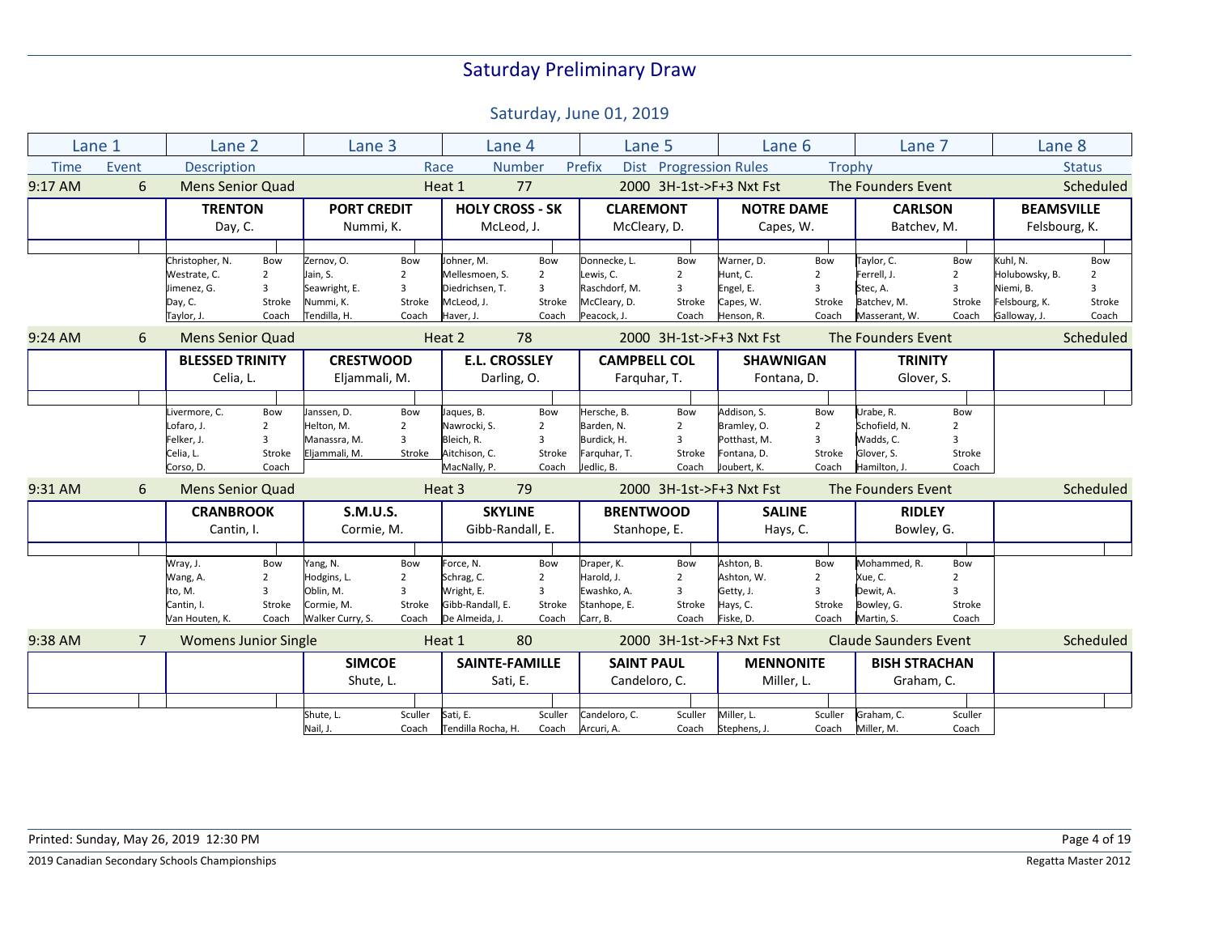# Saturday Preliminary Draw

## Saturday, June 01, 2019

| Time | Event | Description | Race | Number | Prefix | Dist | Progression Rules | Trophy | Status |
|---|---|---|---|---|---|---|---|---|---|
| 9:17 AM | 6 | Mens Senior Quad | Heat 1 | 77 | | 2000 | 3H-1st->F+3 Nxt Fst | The Founders Event | Scheduled |

| Lane 1 | Lane 2 | Lane 3 | Lane 4 | Lane 5 | Lane 6 | Lane 7 | Lane 8 |
|---|---|---|---|---|---|---|---|
| | **TRENTON** Day, C. | **PORT CREDIT** Nummi, K. | **HOLY CROSS - SK** McLeod, J. | **CLAREMONT** McCleary, D. | **NOTRE DAME** Capes, W. | **CARLSON** Batchev, M. | **BEAMSVILLE** Felsbourg, K. |
| | Christopher, N. (Bow) | Zernov, O. (Bow) | Johner, M. (Bow) | Donnecke, L. (Bow) | Warner, D. (Bow) | Taylor, C. (Bow) | Kuhl, N. (Bow) |
| | Westrate, C. (2) | Jain, S. (2) | Mellesmoen, S. (2) | Lewis, C. (2) | Hunt, C. (2) | Ferrell, J. (2) | Holubowsky, B. (2) |
| | Jimenez, G. (3) | Seawright, E. (3) | Diedrichsen, T. (3) | Raschdorf, M. (3) | Engel, E. (3) | Stec, A. (3) | Niemi, B. (3) |
| | Day, C. (Stroke) | Nummi, K. (Stroke) | McLeod, J. (Stroke) | McCleary, D. (Stroke) | Capes, W. (Stroke) | Batchev, M. (Stroke) | Felsbourg, K. (Stroke) |
| | Taylor, J. (Coach) | Tendilla, H. (Coach) | Haver, J. (Coach) | Peacock, J. (Coach) | Henson, R. (Coach) | Masserant, W. (Coach) | Galloway, J. (Coach) |

| Time | Event | Description | Race | Number | Prefix | Dist | Progression Rules | Trophy | Status |
|---|---|---|---|---|---|---|---|---|---|
| 9:24 AM | 6 | Mens Senior Quad | Heat 2 | 78 | | 2000 | 3H-1st->F+3 Nxt Fst | The Founders Event | Scheduled |

| Lane 1 | Lane 2 | Lane 3 | Lane 4 | Lane 5 | Lane 6 | Lane 7 | Lane 8 |
|---|---|---|---|---|---|---|---|
| | **BLESSED TRINITY** Celia, L. | **CRESTWOOD** Eljammali, M. | **E.L. CROSSLEY** Darling, O. | **CAMPBELL COL** Farquhar, T. | **SHAWNIGAN** Fontana, D. | **TRINITY** Glover, S. | |
| | Livermore, C. (Bow) | Janssen, D. (Bow) | Jaques, B. (Bow) | Hersche, B. (Bow) | Addison, S. (Bow) | Urabe, R. (Bow) | |
| | Lofaro, J. (2) | Helton, M. (2) | Nawrocki, S. (2) | Barden, N. (2) | Bramley, O. (2) | Schofield, N. (2) | |
| | Felker, J. (3) | Manassra, M. (3) | Bleich, R. (3) | Burdick, H. (3) | Potthast, M. (3) | Wadds, C. (3) | |
| | Celia, L. (Stroke) | Eljammali, M. (Stroke) | Aitchison, C. (Stroke) | Farquhar, T. (Stroke) | Fontana, D. (Stroke) | Glover, S. (Stroke) | |
| | Corso, D. (Coach) | | MacNally, P. (Coach) | Jedlic, B. (Coach) | Joubert, K. (Coach) | Hamilton, J. (Coach) | |

| Time | Event | Description | Race | Number | Prefix | Dist | Progression Rules | Trophy | Status |
|---|---|---|---|---|---|---|---|---|---|
| 9:31 AM | 6 | Mens Senior Quad | Heat 3 | 79 | | 2000 | 3H-1st->F+3 Nxt Fst | The Founders Event | Scheduled |

| Lane 1 | Lane 2 | Lane 3 | Lane 4 | Lane 5 | Lane 6 | Lane 7 | Lane 8 |
|---|---|---|---|---|---|---|---|
| | **CRANBROOK** Cantin, I. | **S.M.U.S.** Cormie, M. | **SKYLINE** Gibb-Randall, E. | **BRENTWOOD** Stanhope, E. | **SALINE** Hays, C. | **RIDLEY** Bowley, G. | |
| | Wray, J. (Bow) | Yang, N. (Bow) | Force, N. (Bow) | Draper, K. (Bow) | Ashton, B. (Bow) | Mohammed, R. (Bow) | |
| | Wang, A. (2) | Hodgins, L. (2) | Schrag, C. (2) | Harold, J. (2) | Ashton, W. (2) | Xue, C. (2) | |
| | Ito, M. (3) | Oblin, M. (3) | Wright, E. (3) | Ewashko, A. (3) | Getty, J. (3) | Dewit, A. (3) | |
| | Cantin, I. (Stroke) | Cormie, M. (Stroke) | Gibb-Randall, E. (Stroke) | Stanhope, E. (Stroke) | Hays, C. (Stroke) | Bowley, G. (Stroke) | |
| | Van Houten, K. (Coach) | Walker Curry, S. (Coach) | De Almeida, J. (Coach) | Carr, B. (Coach) | Fiske, D. (Coach) | Martin, S. (Coach) | |

| Time | Event | Description | Race | Number | Prefix | Dist | Progression Rules | Trophy | Status |
|---|---|---|---|---|---|---|---|---|---|
| 9:38 AM | 7 | Womens Junior Single | Heat 1 | 80 | | 2000 | 3H-1st->F+3 Nxt Fst | Claude Saunders Event | Scheduled |

| Lane 1 | Lane 2 | Lane 3 | Lane 4 | Lane 5 | Lane 6 | Lane 7 | Lane 8 |
|---|---|---|---|---|---|---|---|
| | | **SIMCOE** Shute, L. | **SAINTE-FAMILLE** Sati, E. | **SAINT PAUL** Candeloro, C. | **MENNONITE** Miller, L. | **BISH STRACHAN** Graham, C. | |
| | | Shute, L. (Sculler) | Sati, E. (Sculler) | Candeloro, C. (Sculler) | Miller, L. (Sculler) | Graham, C. (Sculler) | |
| | | Nail, J. (Coach) | Tendilla Rocha, H. (Coach) | Arcuri, A. (Coach) | Stephens, J. (Coach) | Miller, M. (Coach) | |

Printed: Sunday, May 26, 2019 12:30 PM

2019 Canadian Secondary Schools Championships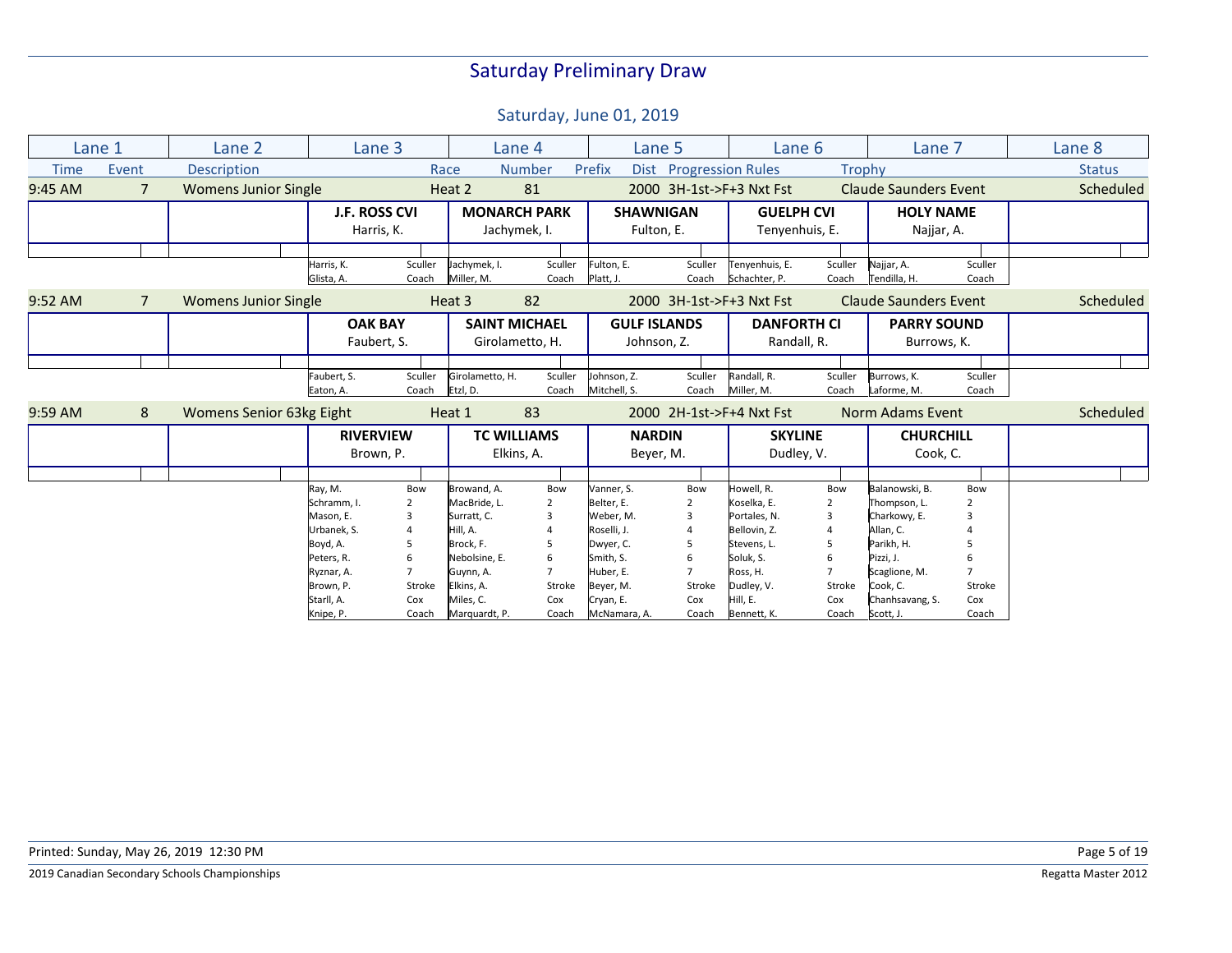# Saturday Preliminary Draw

## Saturday, June 01, 2019

| Lane 1 | Lane 2 | Lane 3 | Lane 4 | Lane 5 | Lane 6 | Lane 7 | Lane 8 |
|---|---|---|---|---|---|---|---|
| Time / Event | Description | Race | Number | Prefix / Dist | Progression Rules | Trophy | Status |

### 9:45 AM — Event 7 — Womens Junior Single — Heat 2 — 81 — 2000 — 3H-1st->F+3 Nxt Fst — Claude Saunders Event — Scheduled

| Lane 1 | Lane 2 | Lane 3 | Lane 4 | Lane 5 | Lane 6 | Lane 7 | Lane 8 |
|---|---|---|---|---|---|---|---|
| | | **J.F. ROSS CVI** | **MONARCH PARK** | **SHAWNIGAN** | **GUELPH CVI** | **HOLY NAME** | |
| | | Harris, K. | Jachymek, I. | Fulton, E. | Tenyenhuis, E. | Najjar, A. | |
| | | Harris, K. Sculler | Jachymek, I. Sculler | Fulton, E. Sculler | Tenyenhuis, E. Sculler | Najjar, A. Sculler | |
| | | Glista, A. Coach | Miller, M. Coach | Platt, J. Coach | Schachter, P. Coach | Tendilla, H. Coach | |

### 9:52 AM — Event 7 — Womens Junior Single — Heat 3 — 82 — 2000 — 3H-1st->F+3 Nxt Fst — Claude Saunders Event — Scheduled

| Lane 1 | Lane 2 | Lane 3 | Lane 4 | Lane 5 | Lane 6 | Lane 7 | Lane 8 |
|---|---|---|---|---|---|---|---|
| | | **OAK BAY** | **SAINT MICHAEL** | **GULF ISLANDS** | **DANFORTH CI** | **PARRY SOUND** | |
| | | Faubert, S. | Girolametto, H. | Johnson, Z. | Randall, R. | Burrows, K. | |
| | | Faubert, S. Sculler | Girolametto, H. Sculler | Johnson, Z. Sculler | Randall, R. Sculler | Burrows, K. Sculler | |
| | | Eaton, A. Coach | Etzl, D. Coach | Mitchell, S. Coach | Miller, M. Coach | Laforme, M. Coach | |

### 9:59 AM — Event 8 — Womens Senior 63kg Eight — Heat 1 — 83 — 2000 — 2H-1st->F+4 Nxt Fst — Norm Adams Event — Scheduled

| Lane 1 | Lane 2 | Lane 3 | Lane 4 | Lane 5 | Lane 6 | Lane 7 | Lane 8 |
|---|---|---|---|---|---|---|---|
| | | **RIVERVIEW** | **TC WILLIAMS** | **NARDIN** | **SKYLINE** | **CHURCHILL** | |
| | | Brown, P. | Elkins, A. | Beyer, M. | Dudley, V. | Cook, C. | |
| | | Ray, M. Bow | Browand, A. Bow | Vanner, S. Bow | Howell, R. Bow | Balanowski, B. Bow | |
| | | Schramm, I. 2 | MacBride, L. 2 | Belter, E. 2 | Koselka, E. 2 | Thompson, L. 2 | |
| | | Mason, E. 3 | Surratt, C. 3 | Weber, M. 3 | Portales, N. 3 | Charkowy, E. 3 | |
| | | Urbanek, S. 4 | Hill, A. 4 | Roselli, J. 4 | Bellovin, Z. 4 | Allan, C. 4 | |
| | | Boyd, A. 5 | Brock, F. 5 | Dwyer, C. 5 | Stevens, L. 5 | Parikh, H. 5 | |
| | | Peters, R. 6 | Nebolsine, E. 6 | Smith, S. 6 | Soluk, S. 6 | Pizzi, J. 6 | |
| | | Ryznar, A. 7 | Guynn, A. 7 | Huber, E. 7 | Ross, H. 7 | Scaglione, M. 7 | |
| | | Brown, P. Stroke | Elkins, A. Stroke | Beyer, M. Stroke | Dudley, V. Stroke | Cook, C. Stroke | |
| | | Starll, A. Cox | Miles, C. Cox | Cryan, E. Cox | Hill, E. Cox | Chanhsavang, S. Cox | |
| | | Knipe, P. Coach | Marquardt, P. Coach | McNamara, A. Coach | Bennett, K. Coach | Scott, J. Coach | |

Printed: Sunday, May 26, 2019 12:30 PM

2019 Canadian Secondary Schools Championships — Regatta Master 2012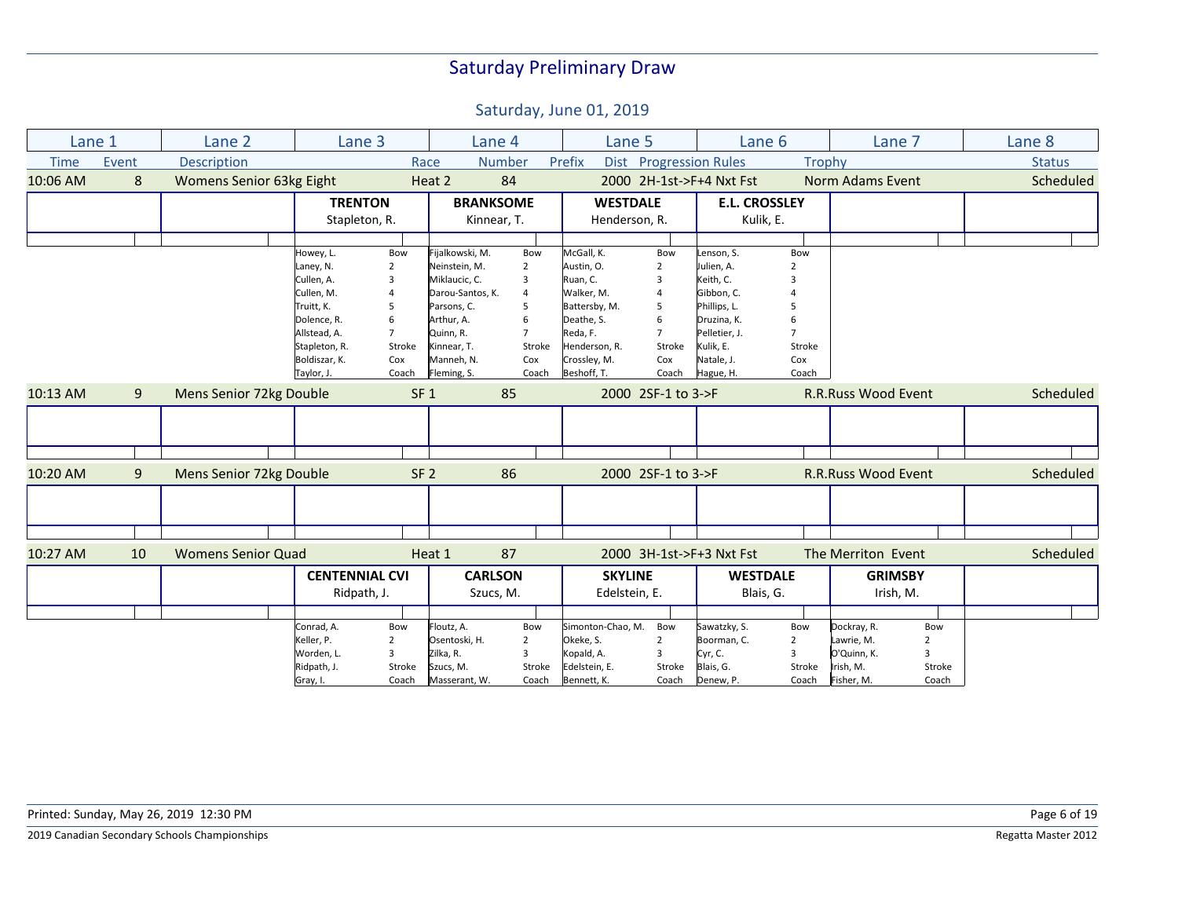# Saturday Preliminary Draw

## Saturday, June 01, 2019

| Lane 1 | Lane 2 | Lane 3 | Lane 4 | Lane 5 | Lane 6 | Lane 7 | Lane 8 |
|---|---|---|---|---|---|---|---|

Time | Event | Description | Race | Number | Prefix | Dist | Progression Rules | Trophy | Status

### 10:06 AM | 8 | Womens Senior 63kg Eight | Heat 2 | 84 | 2000 | 2H-1st->F+4 Nxt Fst | Norm Adams Event | Scheduled

| Lane 1 | Lane 2 | Lane 3 | Lane 4 | Lane 5 | Lane 6 | Lane 7 | Lane 8 |
|---|---|---|---|---|---|---|---|
| | | **TRENTON** Stapleton, R. | **BRANKSOME** Kinnear, T. | **WESTDALE** Henderson, R. | **E.L. CROSSLEY** Kulik, E. | | |
| | | Howey, L. — Bow | Fijalkowski, M. — Bow | McGall, K. — Bow | Lenson, S. — Bow | | |
| | | Laney, N. — 2 | Neinstein, M. — 2 | Austin, O. — 2 | Julien, A. — 2 | | |
| | | Cullen, A. — 3 | Miklaucic, C. — 3 | Ruan, C. — 3 | Keith, C. — 3 | | |
| | | Cullen, M. — 4 | Darou-Santos, K. — 4 | Walker, M. — 4 | Gibbon, C. — 4 | | |
| | | Truitt, K. — 5 | Parsons, C. — 5 | Battersby, M. — 5 | Phillips, L. — 5 | | |
| | | Dolence, R. — 6 | Arthur, A. — 6 | Deathe, S. — 6 | Druzina, K. — 6 | | |
| | | Allstead, A. — 7 | Quinn, R. — 7 | Reda, F. — 7 | Pelletier, J. — 7 | | |
| | | Stapleton, R. — Stroke | Kinnear, T. — Stroke | Henderson, R. — Stroke | Kulik, E. — Stroke | | |
| | | Boldiszar, K. — Cox | Manneh, N. — Cox | Crossley, M. — Cox | Natale, J. — Cox | | |
| | | Taylor, J. — Coach | Fleming, S. — Coach | Beshoff, T. — Coach | Hague, H. — Coach | | |

### 10:13 AM | 9 | Mens Senior 72kg Double | SF 1 | 85 | 2000 | 2SF-1 to 3->F | R.R.Russ Wood Event | Scheduled

### 10:20 AM | 9 | Mens Senior 72kg Double | SF 2 | 86 | 2000 | 2SF-1 to 3->F | R.R.Russ Wood Event | Scheduled

### 10:27 AM | 10 | Womens Senior Quad | Heat 1 | 87 | 2000 | 3H-1st->F+3 Nxt Fst | The Merriton Event | Scheduled

| Lane 1 | Lane 2 | Lane 3 | Lane 4 | Lane 5 | Lane 6 | Lane 7 | Lane 8 |
|---|---|---|---|---|---|---|---|
| | | **CENTENNIAL CVI** Ridpath, J. | **CARLSON** Szucs, M. | **SKYLINE** Edelstein, E. | **WESTDALE** Blais, G. | **GRIMSBY** Irish, M. | |
| | | Conrad, A. — Bow | Floutz, A. — Bow | Simonton-Chao, M. — Bow | Sawatzky, S. — Bow | Dockray, R. — Bow | |
| | | Keller, P. — 2 | Osentoski, H. — 2 | Okeke, S. — 2 | Boorman, C. — 2 | Lawrie, M. — 2 | |
| | | Worden, L. — 3 | Zilka, R. — 3 | Kopald, A. — 3 | Cyr, C. — 3 | O'Quinn, K. — 3 | |
| | | Ridpath, J. — Stroke | Szucs, M. — Stroke | Edelstein, E. — Stroke | Blais, G. — Stroke | Irish, M. — Stroke | |
| | | Gray, I. — Coach | Masserant, W. — Coach | Bennett, K. — Coach | Denew, P. — Coach | Fisher, M. — Coach | |

Printed: Sunday, May 26, 2019 12:30 PM

2019 Canadian Secondary Schools Championships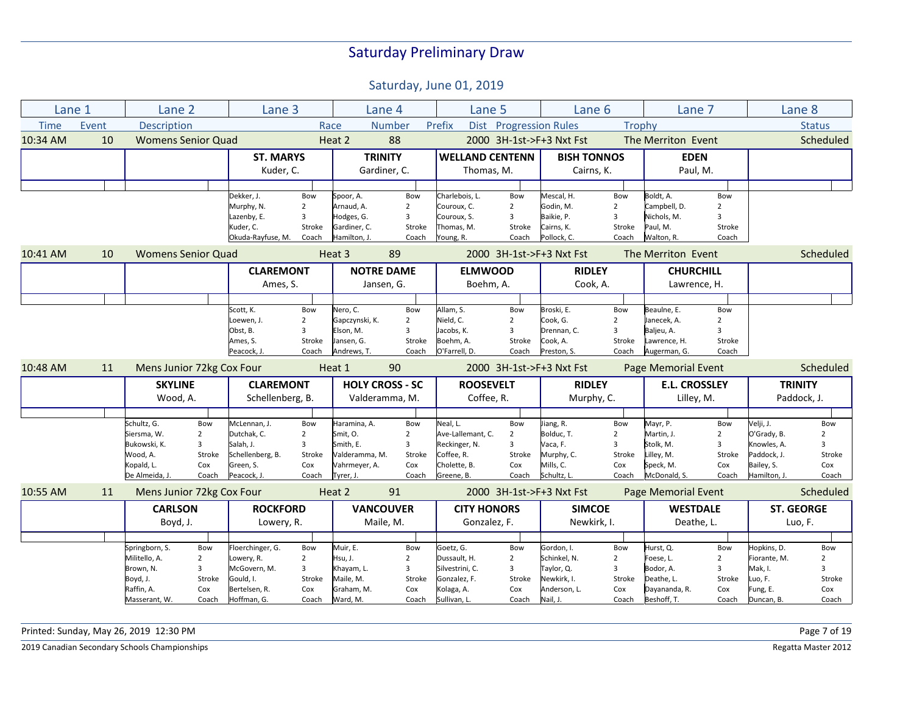# Saturday Preliminary Draw

## Saturday, June 01, 2019

| Time | Event | Description | Race | Number | Prefix | Dist | Progression Rules | Trophy | Status |
|---|---|---|---|---|---|---|---|---|---|
| 10:34 AM | 10 | Womens Senior Quad | Heat 2 | 88 | | 2000 | 3H-1st->F+3 Nxt Fst | The Merriton Event | Scheduled |

| Lane 1 | Lane 2 | Lane 3 | Lane 4 | Lane 5 | Lane 6 | Lane 7 | Lane 8 |
|---|---|---|---|---|---|---|---|
| | | **ST. MARYS** Kuder, C. | **TRINITY** Gardiner, C. | **WELLAND CENTENN** Thomas, M. | **BISH TONNOS** Cairns, K. | **EDEN** Paul, M. | |
| | | Dekker, J. — Bow | Spoor, A. — Bow | Charlebois, L. — Bow | Mescal, H. — Bow | Boldt, A. — Bow | |
| | | Murphy, N. — 2 | Arnaud, A. — 2 | Couroux, C. — 2 | Godin, M. — 2 | Campbell, D. — 2 | |
| | | Lazenby, E. — 3 | Hodges, G. — 3 | Couroux, S. — 3 | Baikie, P. — 3 | Nichols, M. — 3 | |
| | | Kuder, C. — Stroke | Gardiner, C. — Stroke | Thomas, M. — Stroke | Cairns, K. — Stroke | Paul, M. — Stroke | |
| | | Okuda-Rayfuse, M. — Coach | Hamilton, J. — Coach | Young, R. — Coach | Pollock, C. — Coach | Walton, R. — Coach | |

| Time | Event | Description | Race | Number | Prefix | Dist | Progression Rules | Trophy | Status |
|---|---|---|---|---|---|---|---|---|---|
| 10:41 AM | 10 | Womens Senior Quad | Heat 3 | 89 | | 2000 | 3H-1st->F+3 Nxt Fst | The Merriton Event | Scheduled |

| Lane 1 | Lane 2 | Lane 3 | Lane 4 | Lane 5 | Lane 6 | Lane 7 | Lane 8 |
|---|---|---|---|---|---|---|---|
| | | **CLAREMONT** Ames, S. | **NOTRE DAME** Jansen, G. | **ELMWOOD** Boehm, A. | **RIDLEY** Cook, A. | **CHURCHILL** Lawrence, H. | |
| | | Scott, K. — Bow | Nero, C. — Bow | Allam, S. — Bow | Broski, E. — Bow | Beaulne, E. — Bow | |
| | | Loewen, J. — 2 | Gapczynski, K. — 2 | Nield, C. — 2 | Cook, G. — 2 | Janecek, A. — 2 | |
| | | Obst, B. — 3 | Elson, M. — 3 | Jacobs, K. — 3 | Drennan, C. — 3 | Baljeu, A. — 3 | |
| | | Ames, S. — Stroke | Jansen, G. — Stroke | Boehm, A. — Stroke | Cook, A. — Stroke | Lawrence, H. — Stroke | |
| | | Peacock, J. — Coach | Andrews, T. — Coach | O'Farrell, D. — Coach | Preston, S. — Coach | Augerman, G. — Coach | |

| Time | Event | Description | Race | Number | Prefix | Dist | Progression Rules | Trophy | Status |
|---|---|---|---|---|---|---|---|---|---|
| 10:48 AM | 11 | Mens Junior 72kg Cox Four | Heat 1 | 90 | | 2000 | 3H-1st->F+3 Nxt Fst | Page Memorial Event | Scheduled |

| Lane 1 | Lane 2 | Lane 3 | Lane 4 | Lane 5 | Lane 6 | Lane 7 | Lane 8 |
|---|---|---|---|---|---|---|---|
| | **SKYLINE** Wood, A. | **CLAREMONT** Schellenberg, B. | **HOLY CROSS - SC** Valderamma, M. | **ROOSEVELT** Coffee, R. | **RIDLEY** Murphy, C. | **E.L. CROSSLEY** Lilley, M. | **TRINITY** Paddock, J. |
| | Schultz, G. — Bow | McLennan, J. — Bow | Haramina, A. — Bow | Neal, L. — Bow | Jiang, R. — Bow | Mayr, P. — Bow | Velji, J. — Bow |
| | Siersma, W. — 2 | Dutchak, C. — 2 | Smit, O. — 2 | Ave-Lallemant, C. — 2 | Bolduc, T. — 2 | Martin, J. — 2 | O'Grady, B. — 2 |
| | Bukowski, K. — 3 | Salah, J. — 3 | Smith, E. — 3 | Reckinger, N. — 3 | Vaca, F. — 3 | Stolk, M. — 3 | Knowles, A. — 3 |
| | Wood, A. — Stroke | Schellenberg, B. — Stroke | Valderamma, M. — Stroke | Coffee, R. — Stroke | Murphy, C. — Stroke | Lilley, M. — Stroke | Paddock, J. — Stroke |
| | Kopald, L. — Cox | Green, S. — Cox | Vahrmeyer, A. — Cox | Cholette, B. — Cox | Mills, C. — Cox | Speck, M. — Cox | Bailey, S. — Cox |
| | De Almeida, J. — Coach | Peacock, J. — Coach | Tyrer, J. — Coach | Greene, B. — Coach | Schultz, L. — Coach | McDonald, S. — Coach | Hamilton, J. — Coach |

| Time | Event | Description | Race | Number | Prefix | Dist | Progression Rules | Trophy | Status |
|---|---|---|---|---|---|---|---|---|---|
| 10:55 AM | 11 | Mens Junior 72kg Cox Four | Heat 2 | 91 | | 2000 | 3H-1st->F+3 Nxt Fst | Page Memorial Event | Scheduled |

| Lane 1 | Lane 2 | Lane 3 | Lane 4 | Lane 5 | Lane 6 | Lane 7 | Lane 8 |
|---|---|---|---|---|---|---|---|
| | **CARLSON** Boyd, J. | **ROCKFORD** Lowery, R. | **VANCOUVER** Maile, M. | **CITY HONORS** Gonzalez, F. | **SIMCOE** Newkirk, I. | **WESTDALE** Deathe, L. | **ST. GEORGE** Luo, F. |
| | Springborn, S. — Bow | Floerchinger, G. — Bow | Muir, E. — Bow | Goetz, G. — Bow | Gordon, I. — Bow | Hurst, Q. — Bow | Hopkins, D. — Bow |
| | Militello, A. — 2 | Lowery, R. — 2 | Hsu, J. — 2 | Dussault, H. — 2 | Schinkel, N. — 2 | Foese, L. — 2 | Fiorante, M. — 2 |
| | Brown, N. — 3 | McGovern, M. — 3 | Khayam, L. — 3 | Silvestrini, C. — 3 | Taylor, Q. — 3 | Bodor, A. — 3 | Mak, I. — 3 |
| | Boyd, J. — Stroke | Gould, I. — Stroke | Maile, M. — Stroke | Gonzalez, F. — Stroke | Newkirk, I. — Stroke | Deathe, L. — Stroke | Luo, F. — Stroke |
| | Raffin, A. — Cox | Bertelsen, R. — Cox | Graham, M. — Cox | Kolaga, A. — Cox | Anderson, L. — Cox | Dayananda, R. — Cox | Fung, E. — Cox |
| | Masserant, W. — Coach | Hoffman, G. — Coach | Ward, M. — Coach | Sullivan, L. — Coach | Nail, J. — Coach | Beshoff, T. — Coach | Duncan, B. — Coach |

Printed: Sunday, May 26, 2019 12:30 PM

2019 Canadian Secondary Schools Championships — Regatta Master 2012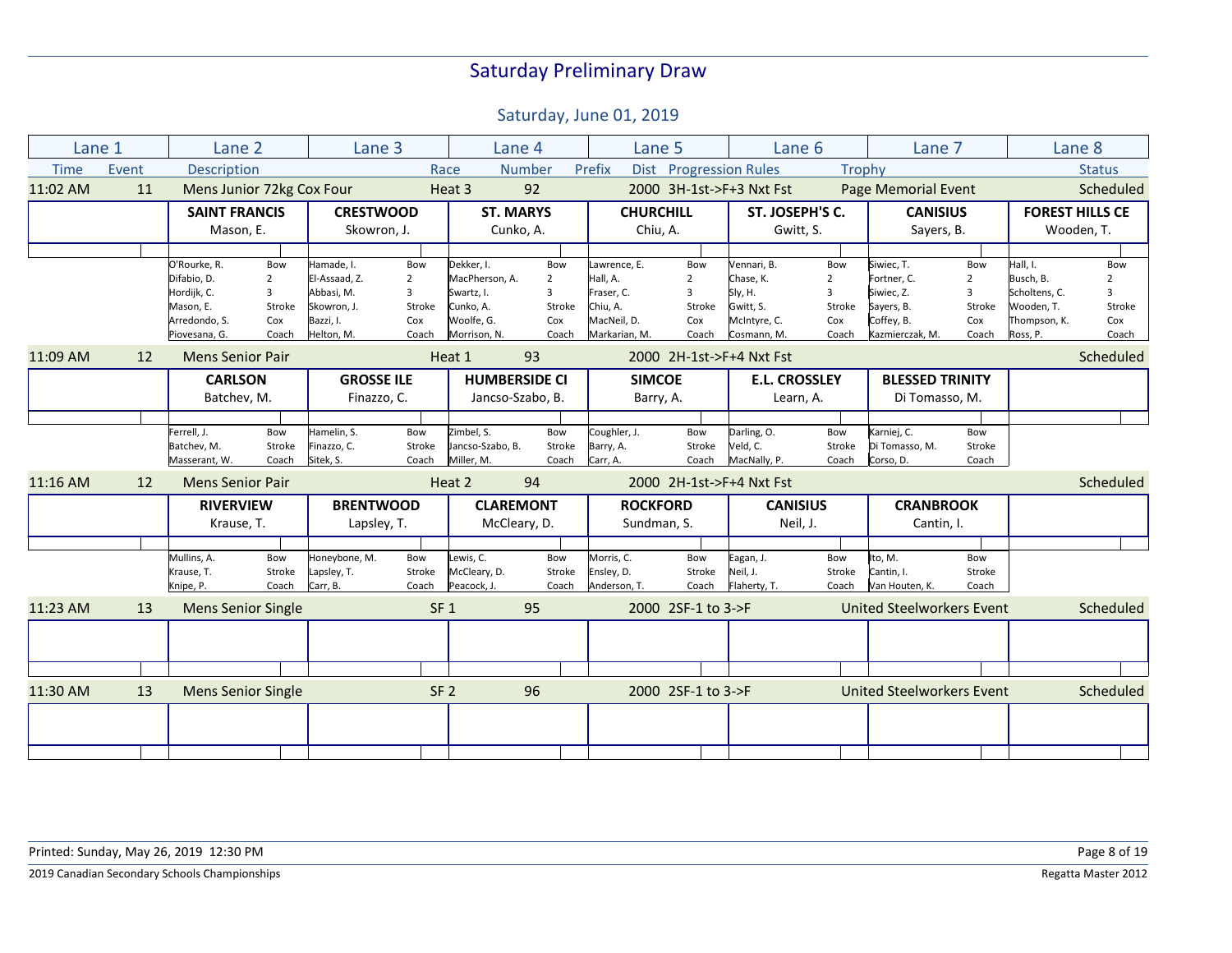# Saturday Preliminary Draw

## Saturday, June 01, 2019

| Time | Event | Description | Race | Number | Prefix | Dist | Progression Rules | Trophy | Status |
|---|---|---|---|---|---|---|---|---|---|
| 11:02 AM | 11 | Mens Junior 72kg Cox Four | Heat 3 | 92 | | 2000 | 3H-1st->F+3 Nxt Fst | Page Memorial Event | Scheduled |

| Lane 1 | Lane 2 | Lane 3 | Lane 4 | Lane 5 | Lane 6 | Lane 7 | Lane 8 |
|---|---|---|---|---|---|---|---|
| | **SAINT FRANCIS** | **CRESTWOOD** | **ST. MARYS** | **CHURCHILL** | **ST. JOSEPH'S C.** | **CANISIUS** | **FOREST HILLS CE** |
| | Mason, E. | Skowron, J. | Cunko, A. | Chiu, A. | Gwitt, S. | Sayers, B. | Wooden, T. |
| | O'Rourke, R. - Bow | Hamade, I. - Bow | Dekker, I. - Bow | Lawrence, E. - Bow | Vennari, B. - Bow | Siwiec, T. - Bow | Hall, I. - Bow |
| | Difabio, D. - 2 | El-Assaad, Z. - 2 | MacPherson, A. - 2 | Hall, A. - 2 | Chase, K. - 2 | Fortner, C. - 2 | Busch, B. - 2 |
| | Hordijk, C. - 3 | Abbasi, M. - 3 | Swartz, I. - 3 | Fraser, C. - 3 | Sly, H. - 3 | Siwiec, Z. - 3 | Scholtens, C. - 3 |
| | Mason, E. - Stroke | Skowron, J. - Stroke | Cunko, A. - Stroke | Chiu, A. - Stroke | Gwitt, S. - Stroke | Sayers, B. - Stroke | Wooden, T. - Stroke |
| | Arredondo, S. - Cox | Bazzi, I. - Cox | Woolfe, G. - Cox | MacNeil, D. - Cox | McIntyre, C. - Cox | Coffey, B. - Cox | Thompson, K. - Cox |
| | Piovesana, G. - Coach | Helton, M. - Coach | Morrison, N. - Coach | Markarian, M. - Coach | Cosmann, M. - Coach | Kazmierczak, M. - Coach | Ross, P. - Coach |

| Time | Event | Description | Race | Number | Prefix | Dist | Progression Rules | Trophy | Status |
|---|---|---|---|---|---|---|---|---|---|
| 11:09 AM | 12 | Mens Senior Pair | Heat 1 | 93 | | 2000 | 2H-1st->F+4 Nxt Fst | | Scheduled |

| Lane 1 | Lane 2 | Lane 3 | Lane 4 | Lane 5 | Lane 6 | Lane 7 | Lane 8 |
|---|---|---|---|---|---|---|---|
| | **CARLSON** | **GROSSE ILE** | **HUMBERSIDE CI** | **SIMCOE** | **E.L. CROSSLEY** | **BLESSED TRINITY** | |
| | Batchev, M. | Finazzo, C. | Jancso-Szabo, B. | Barry, A. | Learn, A. | Di Tomasso, M. | |
| | Ferrell, J. - Bow | Hamelin, S. - Bow | Zimbel, S. - Bow | Coughler, J. - Bow | Darling, O. - Bow | Karniej, C. - Bow | |
| | Batchev, M. - Stroke | Finazzo, C. - Stroke | Jancso-Szabo, B. - Stroke | Barry, A. - Stroke | Veld, C. - Stroke | Di Tomasso, M. - Stroke | |
| | Masserant, W. - Coach | Sitek, S. - Coach | Miller, M. - Coach | Carr, A. - Coach | MacNally, P. - Coach | Corso, D. - Coach | |

| Time | Event | Description | Race | Number | Prefix | Dist | Progression Rules | Trophy | Status |
|---|---|---|---|---|---|---|---|---|---|
| 11:16 AM | 12 | Mens Senior Pair | Heat 2 | 94 | | 2000 | 2H-1st->F+4 Nxt Fst | | Scheduled |

| Lane 1 | Lane 2 | Lane 3 | Lane 4 | Lane 5 | Lane 6 | Lane 7 | Lane 8 |
|---|---|---|---|---|---|---|---|
| | **RIVERVIEW** | **BRENTWOOD** | **CLAREMONT** | **ROCKFORD** | **CANISIUS** | **CRANBROOK** | |
| | Krause, T. | Lapsley, T. | McCleary, D. | Sundman, S. | Neil, J. | Cantin, I. | |
| | Mullins, A. - Bow | Honeybone, M. - Bow | Lewis, C. - Bow | Morris, C. - Bow | Eagan, J. - Bow | Ito, M. - Bow | |
| | Krause, T. - Stroke | Lapsley, T. - Stroke | McCleary, D. - Stroke | Ensley, D. - Stroke | Neil, J. - Stroke | Cantin, I. - Stroke | |
| | Knipe, P. - Coach | Carr, B. - Coach | Peacock, J. - Coach | Anderson, T. - Coach | Flaherty, T. - Coach | Van Houten, K. - Coach | |

| Time | Event | Description | Race | Number | Prefix | Dist | Progression Rules | Trophy | Status |
|---|---|---|---|---|---|---|---|---|---|
| 11:23 AM | 13 | Mens Senior Single | SF 1 | 95 | | 2000 | 2SF-1 to 3->F | United Steelworkers Event | Scheduled |
| 11:30 AM | 13 | Mens Senior Single | SF 2 | 96 | | 2000 | 2SF-1 to 3->F | United Steelworkers Event | Scheduled |

Printed: Sunday, May 26, 2019 12:30 PM

2019 Canadian Secondary Schools Championships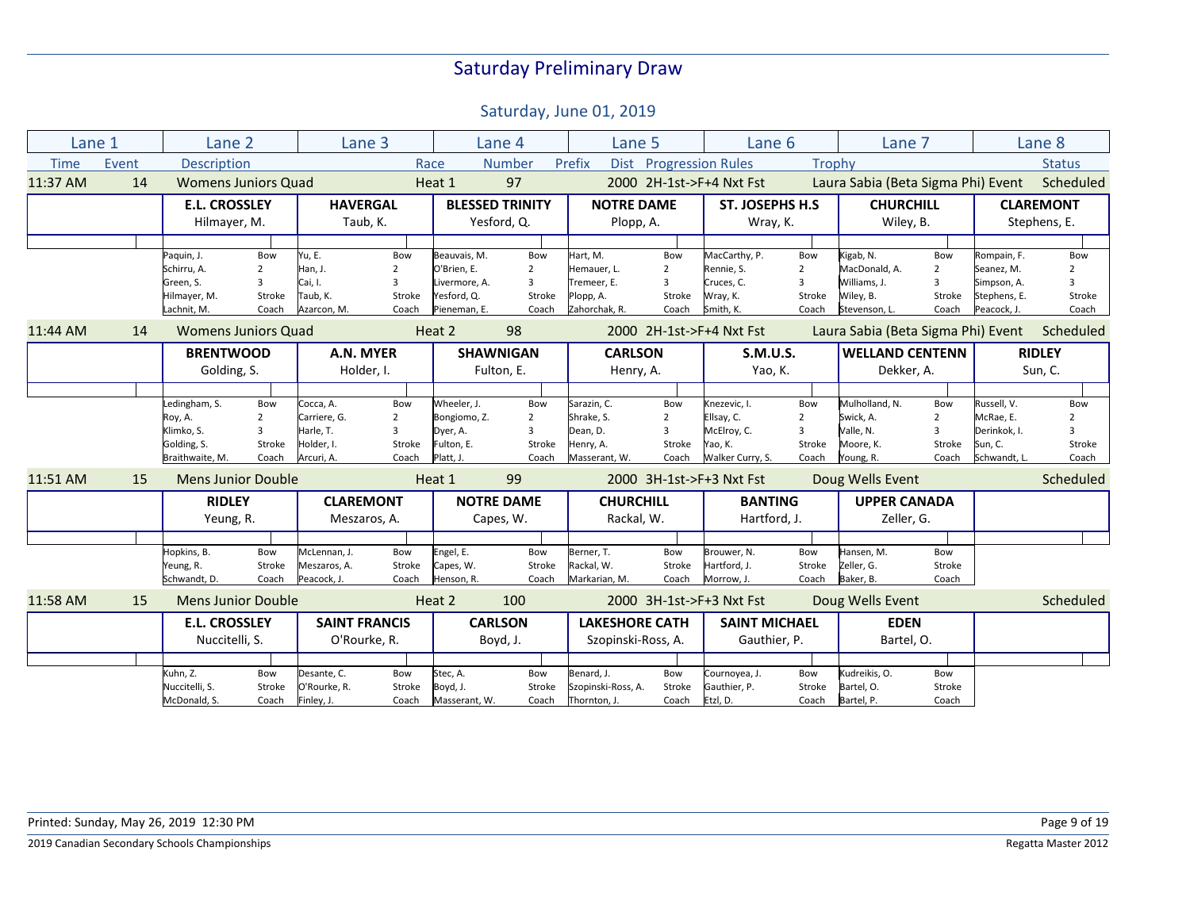# Saturday Preliminary Draw

## Saturday, June 01, 2019

| Time | Event | Description | Race | Number | Prefix | Dist | Progression Rules | Trophy | Status |
|---|---|---|---|---|---|---|---|---|---|
| 11:37 AM | 14 | Womens Juniors Quad | Heat 1 | 97 | | 2000 | 2H-1st->F+4 Nxt Fst | Laura Sabia (Beta Sigma Phi) Event | Scheduled |

| Lane 1 | Lane 2 | Lane 3 | Lane 4 | Lane 5 | Lane 6 | Lane 7 | Lane 8 |
|---|---|---|---|---|---|---|---|
| | **E.L. CROSSLEY** Hilmayer, M. | **HAVERGAL** Taub, K. | **BLESSED TRINITY** Yesford, Q. | **NOTRE DAME** Plopp, A. | **ST. JOSEPHS H.S** Wray, K. | **CHURCHILL** Wiley, B. | **CLAREMONT** Stephens, E. |
| | Paquin, J. (Bow) | Yu, E. (Bow) | Beauvais, M. (Bow) | Hart, M. (Bow) | MacCarthy, P. (Bow) | Kigab, N. (Bow) | Rompain, F. (Bow) |
| | Schirru, A. (2) | Han, J. (2) | O'Brien, E. (2) | Hemauer, L. (2) | Rennie, S. (2) | MacDonald, A. (2) | Seanez, M. (2) |
| | Green, S. (3) | Cai, I. (3) | Livermore, A. (3) | Tremeer, E. (3) | Cruces, C. (3) | Williams, J. (3) | Simpson, A. (3) |
| | Hilmayer, M. (Stroke) | Taub, K. (Stroke) | Yesford, Q. (Stroke) | Plopp, A. (Stroke) | Wray, K. (Stroke) | Wiley, B. (Stroke) | Stephens, E. (Stroke) |
| | Lachnit, M. (Coach) | Azarcon, M. (Coach) | Pieneman, E. (Coach) | Zahorchak, R. (Coach) | Smith, K. (Coach) | Stevenson, L. (Coach) | Peacock, J. (Coach) |

| Time | Event | Description | Race | Number | Prefix | Dist | Progression Rules | Trophy | Status |
|---|---|---|---|---|---|---|---|---|---|
| 11:44 AM | 14 | Womens Juniors Quad | Heat 2 | 98 | | 2000 | 2H-1st->F+4 Nxt Fst | Laura Sabia (Beta Sigma Phi) Event | Scheduled |

| Lane 1 | Lane 2 | Lane 3 | Lane 4 | Lane 5 | Lane 6 | Lane 7 | Lane 8 |
|---|---|---|---|---|---|---|---|
| | **BRENTWOOD** Golding, S. | **A.N. MYER** Holder, I. | **SHAWNIGAN** Fulton, E. | **CARLSON** Henry, A. | **S.M.U.S.** Yao, K. | **WELLAND CENTENN** Dekker, A. | **RIDLEY** Sun, C. |
| | Ledingham, S. (Bow) | Cocca, A. (Bow) | Wheeler, J. (Bow) | Sarazin, C. (Bow) | Knezevic, I. (Bow) | Mulholland, N. (Bow) | Russell, V. (Bow) |
| | Roy, A. (2) | Carriere, G. (2) | Bongiomo, Z. (2) | Shrake, S. (2) | Ellsay, C. (2) | Swick, A. (2) | McRae, E. (2) |
| | Klimko, S. (3) | Harle, T. (3) | Dyer, A. (3) | Dean, D. (3) | McElroy, C. (3) | Valle, N. (3) | Derinkok, I. (3) |
| | Golding, S. (Stroke) | Holder, I. (Stroke) | Fulton, E. (Stroke) | Henry, A. (Stroke) | Yao, K. (Stroke) | Moore, K. (Stroke) | Sun, C. (Stroke) |
| | Braithwaite, M. (Coach) | Arcuri, A. (Coach) | Platt, J. (Coach) | Masserant, W. (Coach) | Walker Curry, S. (Coach) | Young, R. (Coach) | Schwandt, L. (Coach) |

| Time | Event | Description | Race | Number | Prefix | Dist | Progression Rules | Trophy | Status |
|---|---|---|---|---|---|---|---|---|---|
| 11:51 AM | 15 | Mens Junior Double | Heat 1 | 99 | | 2000 | 3H-1st->F+3 Nxt Fst | Doug Wells Event | Scheduled |

| Lane 1 | Lane 2 | Lane 3 | Lane 4 | Lane 5 | Lane 6 | Lane 7 | Lane 8 |
|---|---|---|---|---|---|---|---|
| | **RIDLEY** Yeung, R. | **CLAREMONT** Meszaros, A. | **NOTRE DAME** Capes, W. | **CHURCHILL** Rackal, W. | **BANTING** Hartford, J. | **UPPER CANADA** Zeller, G. | |
| | Hopkins, B. (Bow) | McLennan, J. (Bow) | Engel, E. (Bow) | Berner, T. (Bow) | Brouwer, N. (Bow) | Hansen, M. (Bow) | |
| | Yeung, R. (Stroke) | Meszaros, A. (Stroke) | Capes, W. (Stroke) | Rackal, W. (Stroke) | Hartford, J. (Stroke) | Zeller, G. (Stroke) | |
| | Schwandt, D. (Coach) | Peacock, J. (Coach) | Henson, R. (Coach) | Markarian, M. (Coach) | Morrow, J. (Coach) | Baker, B. (Coach) | |

| Time | Event | Description | Race | Number | Prefix | Dist | Progression Rules | Trophy | Status |
|---|---|---|---|---|---|---|---|---|---|
| 11:58 AM | 15 | Mens Junior Double | Heat 2 | 100 | | 2000 | 3H-1st->F+3 Nxt Fst | Doug Wells Event | Scheduled |

| Lane 1 | Lane 2 | Lane 3 | Lane 4 | Lane 5 | Lane 6 | Lane 7 | Lane 8 |
|---|---|---|---|---|---|---|---|
| | **E.L. CROSSLEY** Nuccitelli, S. | **SAINT FRANCIS** O'Rourke, R. | **CARLSON** Boyd, J. | **LAKESHORE CATH** Szopinski-Ross, A. | **SAINT MICHAEL** Gauthier, P. | **EDEN** Bartel, O. | |
| | Kuhn, Z. (Bow) | Desante, C. (Bow) | Stec, A. (Bow) | Benard, J. (Bow) | Cournoyea, J. (Bow) | Kudreikis, O. (Bow) | |
| | Nuccitelli, S. (Stroke) | O'Rourke, R. (Stroke) | Boyd, J. (Stroke) | Szopinski-Ross, A. (Stroke) | Gauthier, P. (Stroke) | Bartel, O. (Stroke) | |
| | McDonald, S. (Coach) | Finley, J. (Coach) | Masserant, W. (Coach) | Thornton, J. (Coach) | Etzl, D. (Coach) | Bartel, P. (Coach) | |

Printed: Sunday, May 26, 2019 12:30 PM

2019 Canadian Secondary Schools Championships — Regatta Master 2012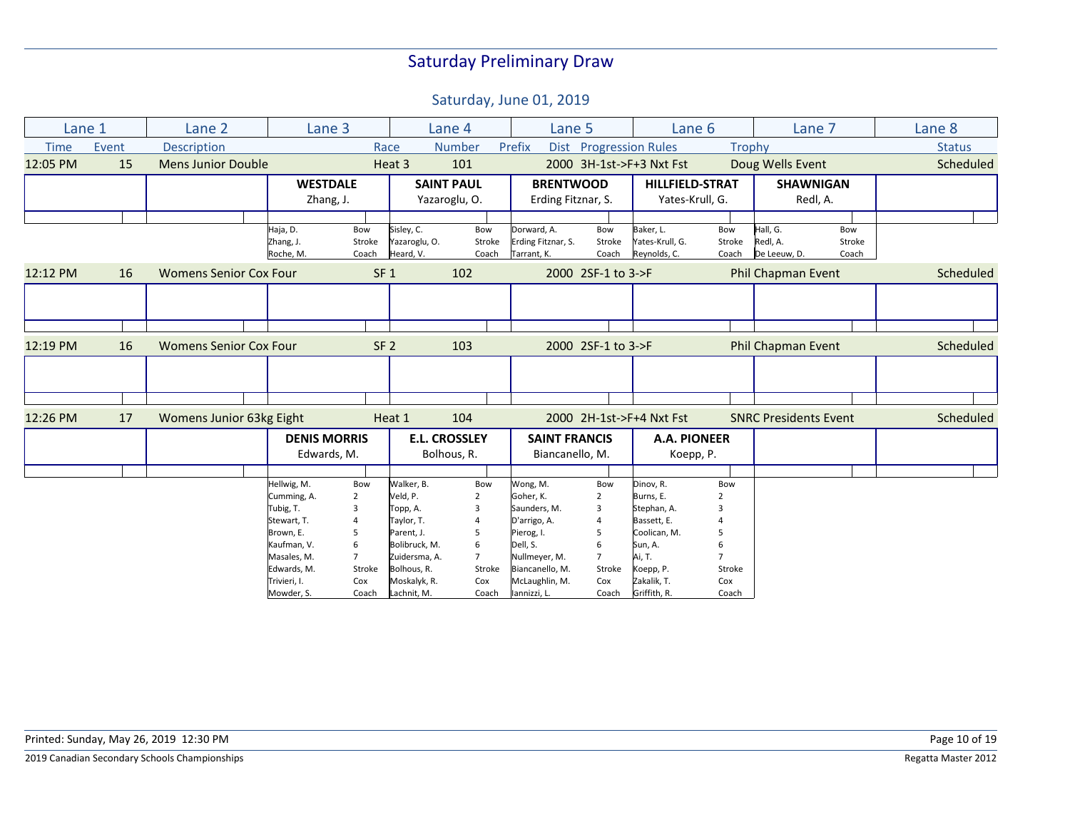# Saturday Preliminary Draw

## Saturday, June 01, 2019

| Lane 1 | Lane 2 | Lane 3 | Lane 4 | Lane 5 | Lane 6 | Lane 7 | Lane 8 |
|---|---|---|---|---|---|---|---|

| Time | Event | Description | Race | Number | Prefix | Dist | Progression Rules | Trophy | Status |
|---|---|---|---|---|---|---|---|---|---|
| 12:05 PM | 15 | Mens Junior Double | Heat 3 | 101 | | 2000 | 3H-1st->F+3 Nxt Fst | Doug Wells Event | Scheduled |

| Lane 1 | Lane 2 | Lane 3 | Lane 4 | Lane 5 | Lane 6 | Lane 7 | Lane 8 |
|---|---|---|---|---|---|---|---|
| | | **WESTDALE** Zhang, J. | **SAINT PAUL** Yazaroglu, O. | **BRENTWOOD** Erding Fitznar, S. | **HILLFIELD-STRAT** Yates-Krull, G. | **SHAWNIGAN** Redl, A. | |
| | | Haja, D. – Bow | Sisley, C. – Bow | Dorward, A. – Bow | Baker, L. – Bow | Hall, G. – Bow | |
| | | Zhang, J. – Stroke | Yazaroglu, O. – Stroke | Erding Fitznar, S. – Stroke | Yates-Krull, G. – Stroke | Redl, A. – Stroke | |
| | | Roche, M. – Coach | Heard, V. – Coach | Tarrant, K. – Coach | Reynolds, C. – Coach | De Leeuw, D. – Coach | |

| Time | Event | Description | Race | Number | Prefix | Dist | Progression Rules | Trophy | Status |
|---|---|---|---|---|---|---|---|---|---|
| 12:12 PM | 16 | Womens Senior Cox Four | SF 1 | 102 | | 2000 | 2SF-1 to 3->F | Phil Chapman Event | Scheduled |
| 12:19 PM | 16 | Womens Senior Cox Four | SF 2 | 103 | | 2000 | 2SF-1 to 3->F | Phil Chapman Event | Scheduled |
| 12:26 PM | 17 | Womens Junior 63kg Eight | Heat 1 | 104 | | 2000 | 2H-1st->F+4 Nxt Fst | SNRC Presidents Event | Scheduled |

| Lane 1 | Lane 2 | Lane 3 | Lane 4 | Lane 5 | Lane 6 | Lane 7 | Lane 8 |
|---|---|---|---|---|---|---|---|
| | | **DENIS MORRIS** Edwards, M. | **E.L. CROSSLEY** Bolhous, R. | **SAINT FRANCIS** Biancanello, M. | **A.A. PIONEER** Koepp, P. | | |
| | | Hellwig, M. – Bow | Walker, B. – Bow | Wong, M. – Bow | Dinov, R. – Bow | | |
| | | Cumming, A. – 2 | Veld, P. – 2 | Goher, K. – 2 | Burns, E. – 2 | | |
| | | Tubig, T. – 3 | Topp, A. – 3 | Saunders, M. – 3 | Stephan, A. – 3 | | |
| | | Stewart, T. – 4 | Taylor, T. – 4 | D'arrigo, A. – 4 | Bassett, E. – 4 | | |
| | | Brown, E. – 5 | Parent, J. – 5 | Pierog, I. – 5 | Coolican, M. – 5 | | |
| | | Kaufman, V. – 6 | Bolibruck, M. – 6 | Dell, S. – 6 | Sun, A. – 6 | | |
| | | Masales, M. – 7 | Zuidersma, A. – 7 | Nullmeyer, M. – 7 | Ai, T. – 7 | | |
| | | Edwards, M. – Stroke | Bolhous, R. – Stroke | Biancanello, M. – Stroke | Koepp, P. – Stroke | | |
| | | Trivieri, I. – Cox | Moskalyk, R. – Cox | McLaughlin, M. – Cox | Zakalik, T. – Cox | | |
| | | Mowder, S. – Coach | Lachnit, M. – Coach | Iannizzi, L. – Coach | Griffith, R. – Coach | | |

Printed: Sunday, May 26, 2019 12:30 PM

2019 Canadian Secondary Schools Championships — Regatta Master 2012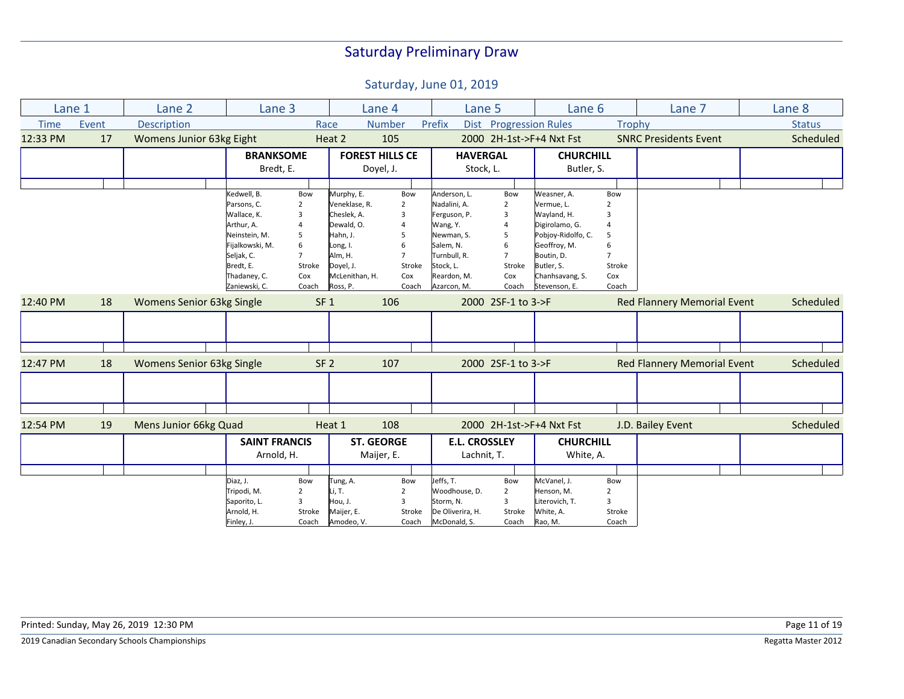# Saturday Preliminary Draw

## Saturday, June 01, 2019

| Lane 1 | Lane 2 | Lane 3 | Lane 4 | Lane 5 | Lane 6 | Lane 7 | Lane 8 |
|---|---|---|---|---|---|---|---|

| Time | Event | Description | Race | Number | Prefix | Dist | Progression Rules | Trophy | Status |
|---|---|---|---|---|---|---|---|---|---|
| 12:33 PM | 17 | Womens Junior 63kg Eight | Heat 2 | 105 | | 2000 | 2H-1st->F+4 Nxt Fst | SNRC Presidents Event | Scheduled |

| Lane 1 | Lane 2 | Lane 3 | Lane 4 | Lane 5 | Lane 6 | Lane 7 | Lane 8 |
|---|---|---|---|---|---|---|---|
| | | **BRANKSOME** Bredt, E. | **FOREST HILLS CE** Doyel, J. | **HAVERGAL** Stock, L. | **CHURCHILL** Butler, S. | | |

| Seat | BRANKSOME | FOREST HILLS CE | HAVERGAL | CHURCHILL |
|---|---|---|---|---|
| Bow | Kedwell, B. | Murphy, E. | Anderson, L. | Weasner, A. |
| 2 | Parsons, C. | Veneklase, R. | Nadalini, A. | Vermue, L. |
| 3 | Wallace, K. | Cheslek, A. | Ferguson, P. | Wayland, H. |
| 4 | Arthur, A. | Dewald, O. | Wang, Y. | Digirolamo, G. |
| 5 | Neinstein, M. | Hahn, J. | Newman, S. | Pobjoy-Ridolfo, C. |
| 6 | Fijalkowski, M. | Long, I. | Salem, N. | Geoffroy, M. |
| 7 | Seljak, C. | Alm, H. | Turnbull, R. | Boutin, D. |
| Stroke | Bredt, E. | Doyel, J. | Stock, L. | Butler, S. |
| Cox | Thadaney, C. | McLenithan, H. | Reardon, M. | Chanhsavang, S. |
| Coach | Zaniewski, C. | Ross, P. | Azarcon, M. | Stevenson, E. |

| Time | Event | Description | Race | Number | Prefix | Dist | Progression Rules | Trophy | Status |
|---|---|---|---|---|---|---|---|---|---|
| 12:40 PM | 18 | Womens Senior 63kg Single | SF 1 | 106 | | 2000 | 2SF-1 to 3->F | Red Flannery Memorial Event | Scheduled |
| 12:47 PM | 18 | Womens Senior 63kg Single | SF 2 | 107 | | 2000 | 2SF-1 to 3->F | Red Flannery Memorial Event | Scheduled |
| 12:54 PM | 19 | Mens Junior 66kg Quad | Heat 1 | 108 | | 2000 | 2H-1st->F+4 Nxt Fst | J.D. Bailey Event | Scheduled |

| Lane 1 | Lane 2 | Lane 3 | Lane 4 | Lane 5 | Lane 6 | Lane 7 | Lane 8 |
|---|---|---|---|---|---|---|---|
| | | **SAINT FRANCIS** Arnold, H. | **ST. GEORGE** Maijer, E. | **E.L. CROSSLEY** Lachnit, T. | **CHURCHILL** White, A. | | |

| Seat | SAINT FRANCIS | ST. GEORGE | E.L. CROSSLEY | CHURCHILL |
|---|---|---|---|---|
| Bow | Diaz, J. | Tung, A. | Jeffs, T. | McVanel, J. |
| 2 | Tripodi, M. | Li, T. | Woodhouse, D. | Henson, M. |
| 3 | Saporito, L. | Hou, J. | Storm, N. | Literovich, T. |
| Stroke | Arnold, H. | Maijer, E. | De Oliverira, H. | White, A. |
| Coach | Finley, J. | Amodeo, V. | McDonald, S. | Rao, M. |

Printed: Sunday, May 26, 2019 12:30 PM

2019 Canadian Secondary Schools Championships — Regatta Master 2012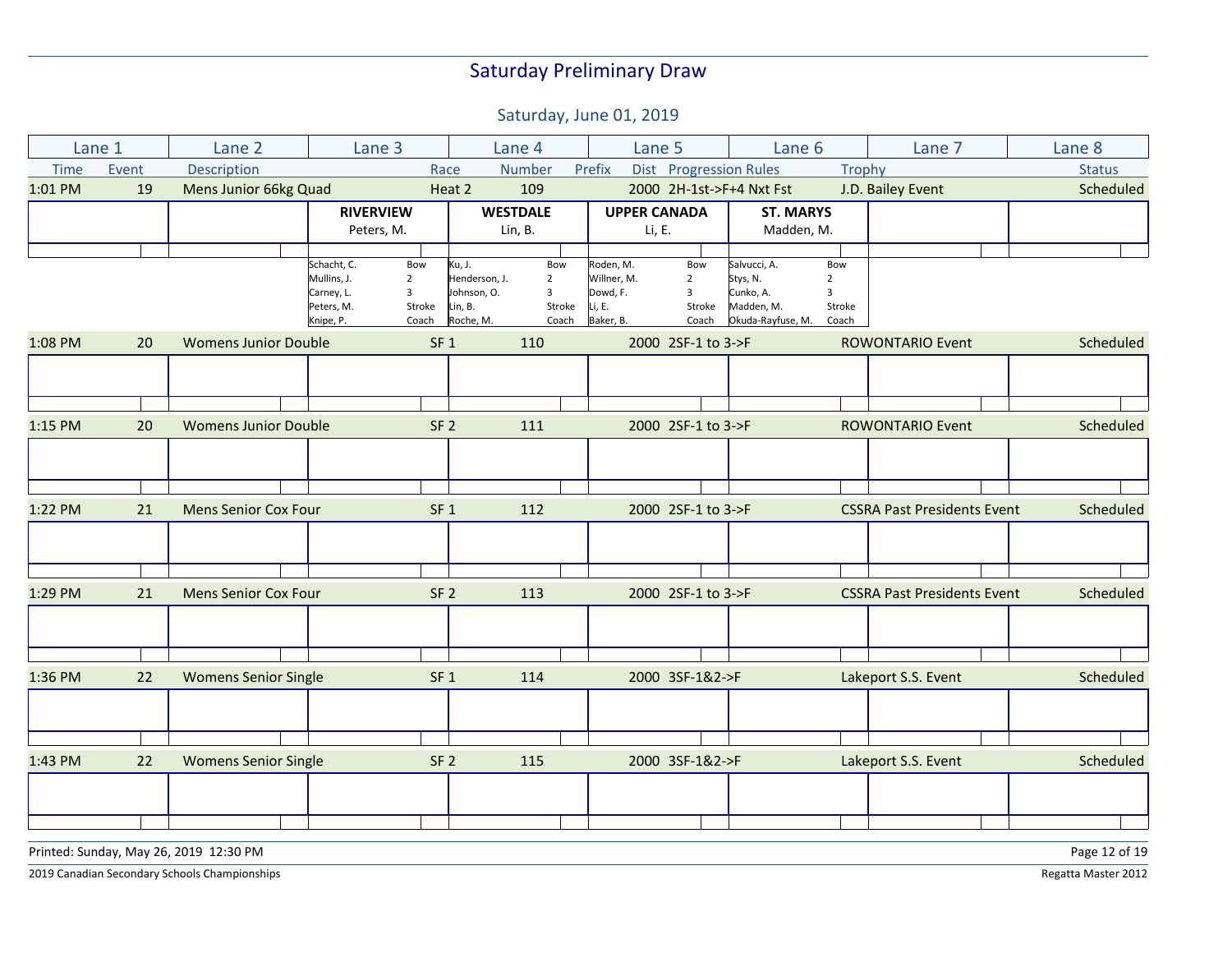# Saturday Preliminary Draw

## Saturday, June 01, 2019

| Time | Event | Description | Race | Number | Prefix | Dist | Progression Rules | Trophy | Status |
|---|---|---|---|---|---|---|---|---|---|
| 1:01 PM | 19 | Mens Junior 66kg Quad | Heat 2 | 109 | | 2000 | 2H-1st->F+4 Nxt Fst | J.D. Bailey Event | Scheduled |

| Lane 1 | Lane 2 | Lane 3 | Lane 4 | Lane 5 | Lane 6 | Lane 7 | Lane 8 |
|---|---|---|---|---|---|---|---|
| | | **RIVERVIEW** Peters, M. | **WESTDALE** Lin, B. | **UPPER CANADA** Li, E. | **ST. MARYS** Madden, M. | | |
| | | Schacht, C. — Bow | Ku, J. — Bow | Roden, M. — Bow | Salvucci, A. — Bow | | |
| | | Mullins, J. — 2 | Henderson, J. — 2 | Willner, M. — 2 | Stys, N. — 2 | | |
| | | Carney, L. — 3 | Johnson, O. — 3 | Dowd, F. — 3 | Cunko, A. — 3 | | |
| | | Peters, M. — Stroke | Lin, B. — Stroke | Li, E. — Stroke | Madden, M. — Stroke | | |
| | | Knipe, P. — Coach | Roche, M. — Coach | Baker, B. — Coach | Okuda-Rayfuse, M. — Coach | | |

| Time | Event | Description | Race | Number | Prefix | Dist | Progression Rules | Trophy | Status |
|---|---|---|---|---|---|---|---|---|---|
| 1:08 PM | 20 | Womens Junior Double | SF 1 | 110 | | 2000 | 2SF-1 to 3->F | ROWONTARIO Event | Scheduled |
| 1:15 PM | 20 | Womens Junior Double | SF 2 | 111 | | 2000 | 2SF-1 to 3->F | ROWONTARIO Event | Scheduled |
| 1:22 PM | 21 | Mens Senior Cox Four | SF 1 | 112 | | 2000 | 2SF-1 to 3->F | CSSRA Past Presidents Event | Scheduled |
| 1:29 PM | 21 | Mens Senior Cox Four | SF 2 | 113 | | 2000 | 2SF-1 to 3->F | CSSRA Past Presidents Event | Scheduled |
| 1:36 PM | 22 | Womens Senior Single | SF 1 | 114 | | 2000 | 3SF-1&2->F | Lakeport S.S. Event | Scheduled |
| 1:43 PM | 22 | Womens Senior Single | SF 2 | 115 | | 2000 | 3SF-1&2->F | Lakeport S.S. Event | Scheduled |

Printed: Sunday, May 26, 2019 12:30 PM

2019 Canadian Secondary Schools Championships — Regatta Master 2012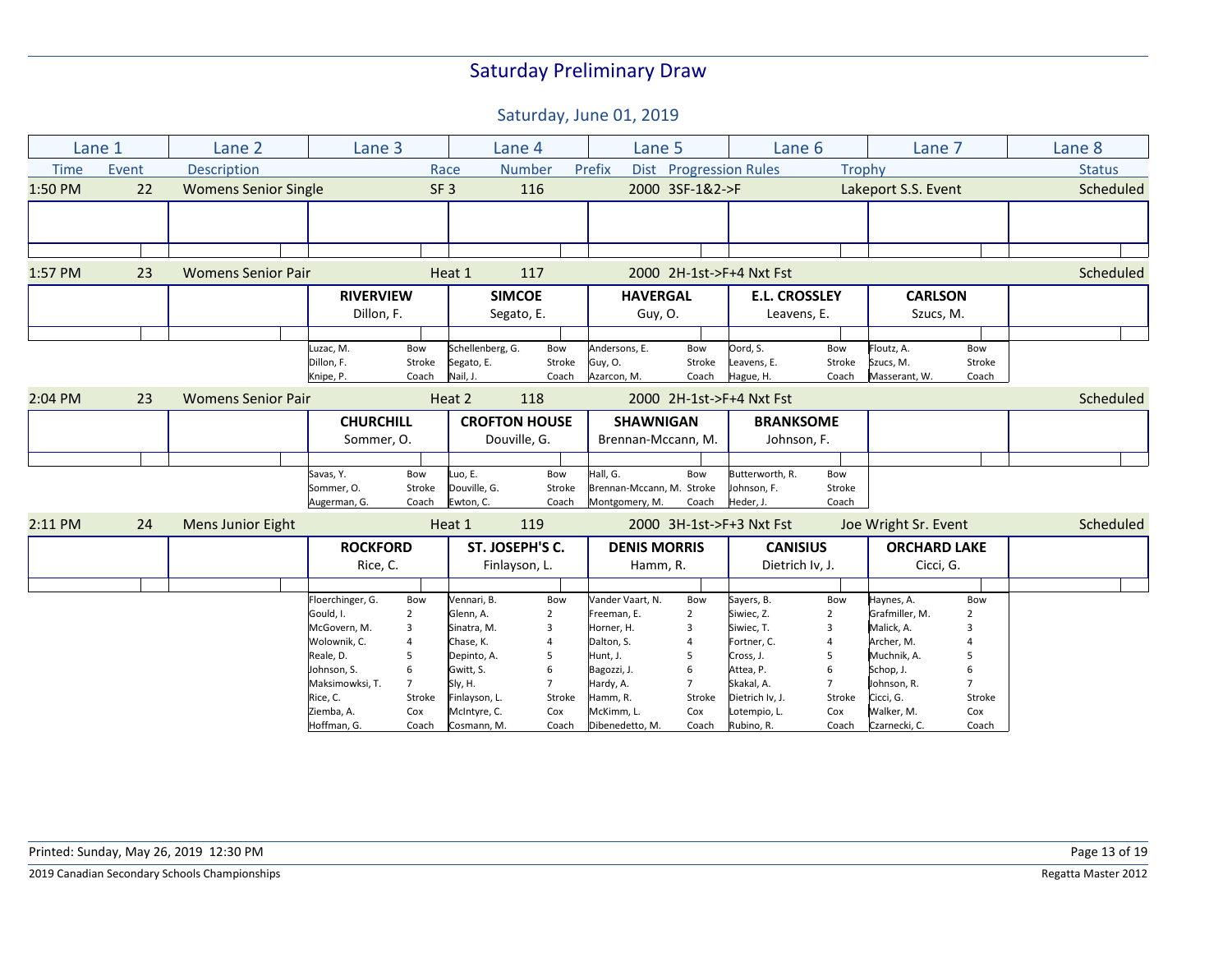# Saturday Preliminary Draw

## Saturday, June 01, 2019

| Lane 1 | Lane 2 | Lane 3 | Lane 4 | Lane 5 | Lane 6 | Lane 7 | Lane 8 |
|---|---|---|---|---|---|---|---|

| Time | Event | Description | Race | Number | Prefix | Dist | Progression Rules | Trophy | Status |
|---|---|---|---|---|---|---|---|---|---|
| 1:50 PM | 22 | Womens Senior Single | SF 3 | 116 | | 2000 | 3SF-1&2->F | Lakeport S.S. Event | Scheduled |
| 1:57 PM | 23 | Womens Senior Pair | Heat 1 | 117 | | 2000 | 2H-1st->F+4 Nxt Fst | | Scheduled |
| 2:04 PM | 23 | Womens Senior Pair | Heat 2 | 118 | | 2000 | 2H-1st->F+4 Nxt Fst | | Scheduled |
| 2:11 PM | 24 | Mens Junior Eight | Heat 1 | 119 | | 2000 | 3H-1st->F+3 Nxt Fst | Joe Wright Sr. Event | Scheduled |

### 1:50 PM — Event 22 — Womens Senior Single — SF 3 — Race 116

| Lane 1 | Lane 2 | Lane 3 | Lane 4 | Lane 5 | Lane 6 | Lane 7 | Lane 8 |
|---|---|---|---|---|---|---|---|
| | | | | | | | |

### 1:57 PM — Event 23 — Womens Senior Pair — Heat 1 — Race 117

| Lane 1 | Lane 2 | Lane 3 | Lane 4 | Lane 5 | Lane 6 | Lane 7 | Lane 8 |
|---|---|---|---|---|---|---|---|
| | | **RIVERVIEW**<br>Dillon, F. | **SIMCOE**<br>Segato, E. | **HAVERGAL**<br>Guy, O. | **E.L. CROSSLEY**<br>Leavens, E. | **CARLSON**<br>Szucs, M. | |
| | | Luzac, M. — Bow<br>Dillon, F. — Stroke<br>Knipe, P. — Coach | Schellenberg, G. — Bow<br>Segato, E. — Stroke<br>Nail, J. — Coach | Andersons, E. — Bow<br>Guy, O. — Stroke<br>Azarcon, M. — Coach | Oord, S. — Bow<br>Leavens, E. — Stroke<br>Hague, H. — Coach | Floutz, A. — Bow<br>Szucs, M. — Stroke<br>Masserant, W. — Coach | |

### 2:04 PM — Event 23 — Womens Senior Pair — Heat 2 — Race 118

| Lane 1 | Lane 2 | Lane 3 | Lane 4 | Lane 5 | Lane 6 | Lane 7 | Lane 8 |
|---|---|---|---|---|---|---|---|
| | | **CHURCHILL**<br>Sommer, O. | **CROFTON HOUSE**<br>Douville, G. | **SHAWNIGAN**<br>Brennan-Mccann, M. | **BRANKSOME**<br>Johnson, F. | | |
| | | Savas, Y. — Bow<br>Sommer, O. — Stroke<br>Augerman, G. — Coach | Luo, E. — Bow<br>Douville, G. — Stroke<br>Ewton, C. — Coach | Hall, G. — Bow<br>Brennan-Mccann, M. — Stroke<br>Montgomery, M. — Coach | Butterworth, R. — Bow<br>Johnson, F. — Stroke<br>Heder, J. — Coach | | |

### 2:11 PM — Event 24 — Mens Junior Eight — Heat 1 — Race 119

| Lane 1 | Lane 2 | Lane 3 | Lane 4 | Lane 5 | Lane 6 | Lane 7 | Lane 8 |
|---|---|---|---|---|---|---|---|
| | | **ROCKFORD**<br>Rice, C. | **ST. JOSEPH'S C.**<br>Finlayson, L. | **DENIS MORRIS**<br>Hamm, R. | **CANISIUS**<br>Dietrich Iv, J. | **ORCHARD LAKE**<br>Cicci, G. | |
| | | Floerchinger, G. — Bow<br>Gould, I. — 2<br>McGovern, M. — 3<br>Wolownik, C. — 4<br>Reale, D. — 5<br>Johnson, S. — 6<br>Maksimowksi, T. — 7<br>Rice, C. — Stroke<br>Ziemba, A. — Cox<br>Hoffman, G. — Coach | Vennari, B. — Bow<br>Glenn, A. — 2<br>Sinatra, M. — 3<br>Chase, K. — 4<br>Depinto, A. — 5<br>Gwitt, S. — 6<br>Sly, H. — 7<br>Finlayson, L. — Stroke<br>McIntyre, C. — Cox<br>Cosmann, M. — Coach | Vander Vaart, N. — Bow<br>Freeman, E. — 2<br>Horner, H. — 3<br>Dalton, S. — 4<br>Hunt, J. — 5<br>Bagozzi, J. — 6<br>Hardy, A. — 7<br>Hamm, R. — Stroke<br>McKimm, L. — Cox<br>Dibenedetto, M. — Coach | Sayers, B. — Bow<br>Siwiec, Z. — 2<br>Siwiec, T. — 3<br>Fortner, C. — 4<br>Cross, J. — 5<br>Attea, P. — 6<br>Skakal, A. — 7<br>Dietrich Iv, J. — Stroke<br>Lotempio, L. — Cox<br>Rubino, R. — Coach | Haynes, A. — Bow<br>Grafmiller, M. — 2<br>Malick, A. — 3<br>Archer, M. — 4<br>Muchnik, A. — 5<br>Schop, J. — 6<br>Johnson, R. — 7<br>Cicci, G. — Stroke<br>Walker, M. — Cox<br>Czarnecki, C. — Coach | |

Printed: Sunday, May 26, 2019 12:30 PM

2019 Canadian Secondary Schools Championships — Regatta Master 2012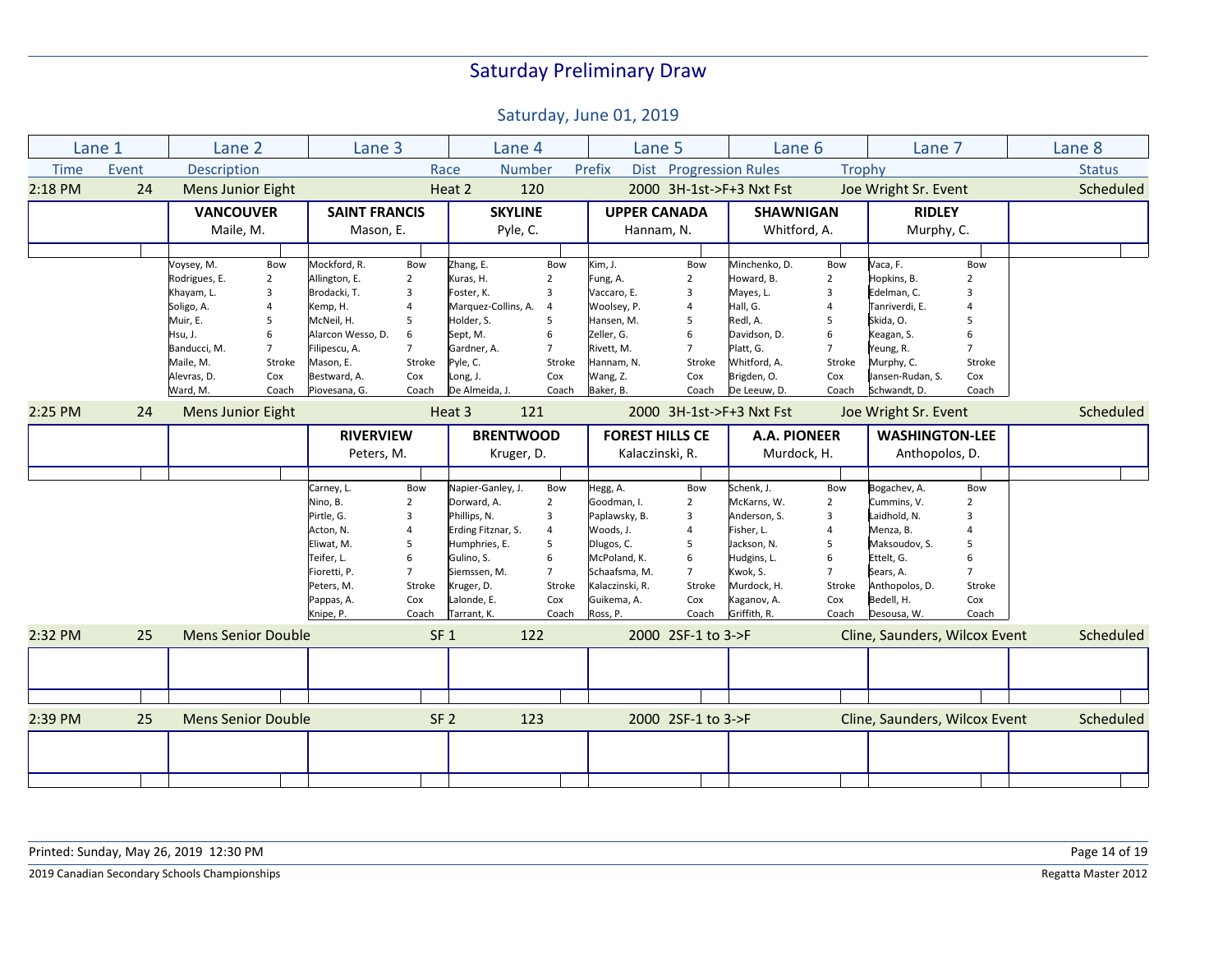# Saturday Preliminary Draw

## Saturday, June 01, 2019

| Lane 1 | Lane 2 | Lane 3 | Lane 4 | Lane 5 | Lane 6 | Lane 7 | Lane 8 |
|---|---|---|---|---|---|---|---|
| Time / Event | Description | Race | Number / Prefix | Dist / Progression Rules | | Trophy | Status |

### 2:18 PM — Event 24 — Mens Junior Eight — Heat 2 — 120 — 2000 — 3H-1st->F+3 Nxt Fst — Joe Wright Sr. Event — Scheduled

| Lane 1 | Lane 2 | Lane 3 | Lane 4 | Lane 5 | Lane 6 | Lane 7 | Lane 8 |
|---|---|---|---|---|---|---|---|
| | **VANCOUVER** | **SAINT FRANCIS** | **SKYLINE** | **UPPER CANADA** | **SHAWNIGAN** | **RIDLEY** | |
| | Maile, M. | Mason, E. | Pyle, C. | Hannam, N. | Whitford, A. | Murphy, C. | |
| | Voysey, M. Bow | Mockford, R. Bow | Zhang, E. Bow | Kim, J. Bow | Minchenko, D. Bow | Vaca, F. Bow | |
| | Rodrigues, E. 2 | Allington, E. 2 | Kuras, H. 2 | Fung, A. 2 | Howard, B. 2 | Hopkins, B. 2 | |
| | Khayam, L. 3 | Brodacki, T. 3 | Foster, K. 3 | Vaccaro, E. 3 | Mayes, L. 3 | Edelman, C. 3 | |
| | Soligo, A. 4 | Kemp, H. 4 | Marquez-Collins, A. 4 | Woolsey, P. 4 | Hall, G. 4 | Tanriverdi, E. 4 | |
| | Muir, E. 5 | McNeil, H. 5 | Holder, S. 5 | Hansen, M. 5 | Redl, A. 5 | Skida, O. 5 | |
| | Hsu, J. 6 | Alarcon Wesso, D. 6 | Sept, M. 6 | Zeller, G. 6 | Davidson, D. 6 | Keagan, S. 6 | |
| | Banducci, M. 7 | Filipescu, A. 7 | Gardner, A. 7 | Rivett, M. 7 | Platt, G. 7 | Yeung, R. 7 | |
| | Maile, M. Stroke | Mason, E. Stroke | Pyle, C. Stroke | Hannam, N. Stroke | Whitford, A. Stroke | Murphy, C. Stroke | |
| | Alevras, D. Cox | Bestward, A. Cox | Long, J. Cox | Wang, Z. Cox | Brigden, O. Cox | Jansen-Rudan, S. Cox | |
| | Ward, M. Coach | Piovesana, G. Coach | De Almeida, J. Coach | Baker, B. Coach | De Leeuw, D. Coach | Schwandt, D. Coach | |

### 2:25 PM — Event 24 — Mens Junior Eight — Heat 3 — 121 — 2000 — 3H-1st->F+3 Nxt Fst — Joe Wright Sr. Event — Scheduled

| Lane 1 | Lane 2 | Lane 3 | Lane 4 | Lane 5 | Lane 6 | Lane 7 | Lane 8 |
|---|---|---|---|---|---|---|---|
| | | **RIVERVIEW** | **BRENTWOOD** | **FOREST HILLS CE** | **A.A. PIONEER** | **WASHINGTON-LEE** | |
| | | Peters, M. | Kruger, D. | Kalaczinski, R. | Murdock, H. | Anthopolos, D. | |
| | | Carney, L. Bow | Napier-Ganley, J. Bow | Hegg, A. Bow | Schenk, J. Bow | Bogachev, A. Bow | |
| | | Nino, B. 2 | Dorward, A. 2 | Goodman, I. 2 | McKarns, W. 2 | Cummins, V. 2 | |
| | | Pirtle, G. 3 | Phillips, N. 3 | Paplawsky, B. 3 | Anderson, S. 3 | Laidhold, N. 3 | |
| | | Acton, N. 4 | Erding Fitznar, S. 4 | Woods, J. 4 | Fisher, L. 4 | Menza, B. 4 | |
| | | Eliwat, M. 5 | Humphries, E. 5 | Dlugos, C. 5 | Jackson, N. 5 | Maksoudov, S. 5 | |
| | | Teifer, L. 6 | Gulino, S. 6 | McPoland, K. 6 | Hudgins, L. 6 | Ettelt, G. 6 | |
| | | Fioretti, P. 7 | Siemssen, M. 7 | Schaafsma, M. 7 | Kwok, S. 7 | Sears, A. 7 | |
| | | Peters, M. Stroke | Kruger, D. Stroke | Kalaczinski, R. Stroke | Murdock, H. Stroke | Anthopolos, D. Stroke | |
| | | Pappas, A. Cox | Lalonde, E. Cox | Guikema, A. Cox | Kaganov, A. Cox | Bedell, H. Cox | |
| | | Knipe, P. Coach | Tarrant, K. Coach | Ross, P. Coach | Griffith, R. Coach | Desousa, W. Coach | |

### 2:32 PM — Event 25 — Mens Senior Double — SF 1 — 122 — 2000 — 2SF-1 to 3->F — Cline, Saunders, Wilcox Event — Scheduled

### 2:39 PM — Event 25 — Mens Senior Double — SF 2 — 123 — 2000 — 2SF-1 to 3->F — Cline, Saunders, Wilcox Event — Scheduled

Printed: Sunday, May 26, 2019 12:30 PM

2019 Canadian Secondary Schools Championships

Regatta Master 2012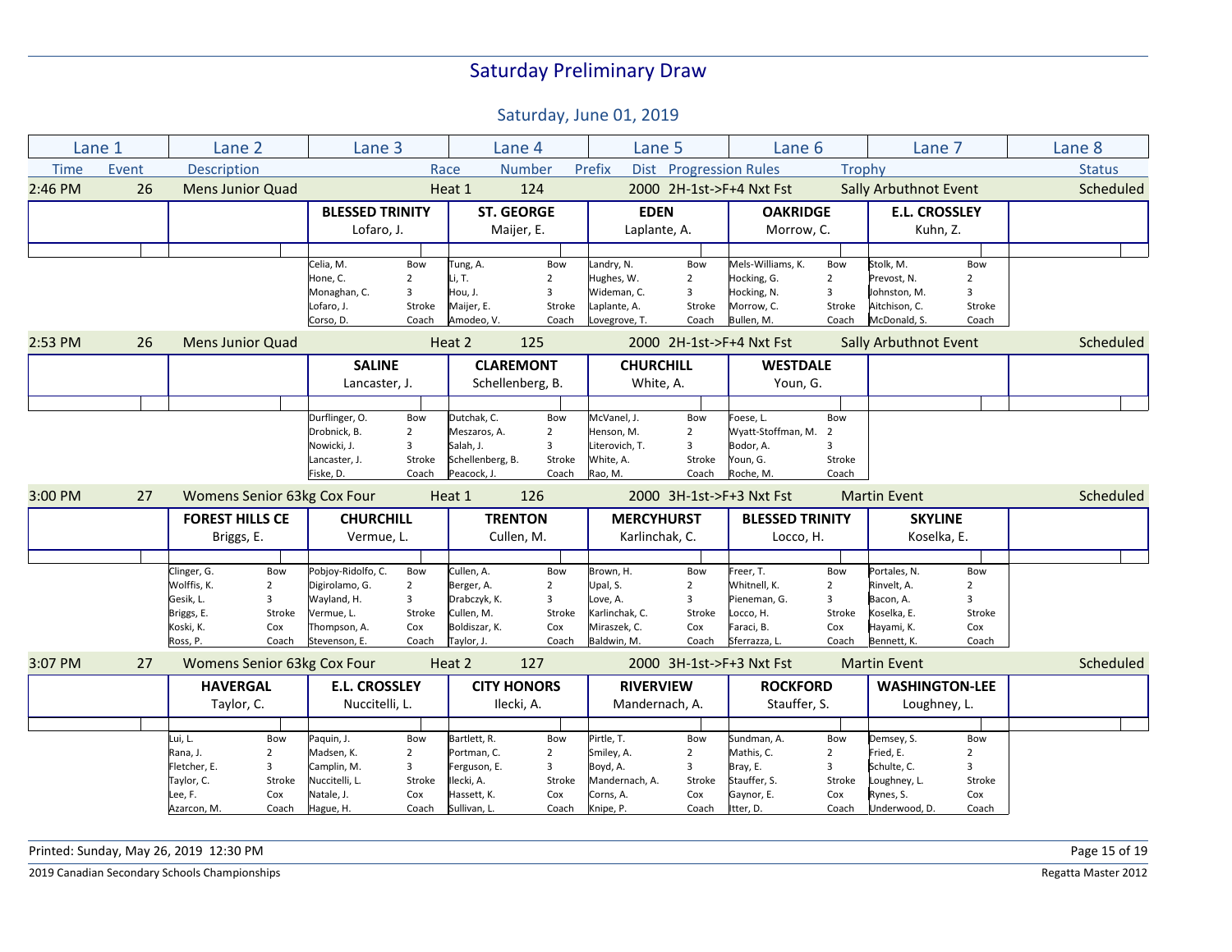# Saturday Preliminary Draw

## Saturday, June 01, 2019

| Lane 1 | Lane 2 | Lane 3 | Lane 4 | Lane 5 | Lane 6 | Lane 7 | Lane 8 |
|---|---|---|---|---|---|---|---|
| Time / Event | Description | Race | Number / Prefix | Dist / Progression Rules | | Trophy | Status |

### 2:46 PM — Event 26 — Mens Junior Quad — Heat 1 — 124 — 2000 — 2H-1st->F+4 Nxt Fst — Sally Arbuthnot Event — Scheduled

| Lane 1 | Lane 2 | Lane 3 | Lane 4 | Lane 5 | Lane 6 | Lane 7 | Lane 8 |
|---|---|---|---|---|---|---|---|
| | | **BLESSED TRINITY** Lofaro, J. | **ST. GEORGE** Maijer, E. | **EDEN** Laplante, A. | **OAKRIDGE** Morrow, C. | **E.L. CROSSLEY** Kuhn, Z. | |
| | | Celia, M. (Bow) | Tung, A. (Bow) | Landry, N. (Bow) | Mels-Williams, K. (Bow) | Stolk, M. (Bow) | |
| | | Hone, C. (2) | Li, T. (2) | Hughes, W. (2) | Hocking, G. (2) | Prevost, N. (2) | |
| | | Monaghan, C. (3) | Hou, J. (3) | Wideman, C. (3) | Hocking, N. (3) | Johnston, M. (3) | |
| | | Lofaro, J. (Stroke) | Maijer, E. (Stroke) | Laplante, A. (Stroke) | Morrow, C. (Stroke) | Aitchison, C. (Stroke) | |
| | | Corso, D. (Coach) | Amodeo, V. (Coach) | Lovegrove, T. (Coach) | Bullen, M. (Coach) | McDonald, S. (Coach) | |

### 2:53 PM — Event 26 — Mens Junior Quad — Heat 2 — 125 — 2000 — 2H-1st->F+4 Nxt Fst — Sally Arbuthnot Event — Scheduled

| Lane 1 | Lane 2 | Lane 3 | Lane 4 | Lane 5 | Lane 6 | Lane 7 | Lane 8 |
|---|---|---|---|---|---|---|---|
| | | **SALINE** Lancaster, J. | **CLAREMONT** Schellenberg, B. | **CHURCHILL** White, A. | **WESTDALE** Youn, G. | | |
| | | Durflinger, O. (Bow) | Dutchak, C. (Bow) | McVanel, J. (Bow) | Foese, L. (Bow) | | |
| | | Drobnick, B. (2) | Meszaros, A. (2) | Henson, M. (2) | Wyatt-Stoffman, M. (2) | | |
| | | Nowicki, J. (3) | Salah, J. (3) | Literovich, T. (3) | Bodor, A. (3) | | |
| | | Lancaster, J. (Stroke) | Schellenberg, B. (Stroke) | White, A. (Stroke) | Youn, G. (Stroke) | | |
| | | Fiske, D. (Coach) | Peacock, J. (Coach) | Rao, M. (Coach) | Roche, M. (Coach) | | |

### 3:00 PM — Event 27 — Womens Senior 63kg Cox Four — Heat 1 — 126 — 2000 — 3H-1st->F+3 Nxt Fst — Martin Event — Scheduled

| Lane 1 | Lane 2 | Lane 3 | Lane 4 | Lane 5 | Lane 6 | Lane 7 | Lane 8 |
|---|---|---|---|---|---|---|---|
| | **FOREST HILLS CE** Briggs, E. | **CHURCHILL** Vermue, L. | **TRENTON** Cullen, M. | **MERCYHURST** Karlinchak, C. | **BLESSED TRINITY** Locco, H. | **SKYLINE** Koselka, E. | |
| | Clinger, G. (Bow) | Pobjoy-Ridolfo, C. (Bow) | Cullen, A. (Bow) | Brown, H. (Bow) | Freer, T. (Bow) | Portales, N. (Bow) | |
| | Wolffis, K. (2) | Digirolamo, G. (2) | Berger, A. (2) | Upal, S. (2) | Whitnell, K. (2) | Rinvelt, A. (2) | |
| | Gesik, L. (3) | Wayland, H. (3) | Drabczyk, K. (3) | Love, A. (3) | Pieneman, G. (3) | Bacon, A. (3) | |
| | Briggs, E. (Stroke) | Vermue, L. (Stroke) | Cullen, M. (Stroke) | Karlinchak, C. (Stroke) | Locco, H. (Stroke) | Koselka, E. (Stroke) | |
| | Koski, K. (Cox) | Thompson, A. (Cox) | Boldiszar, K. (Cox) | Miraszek, C. (Cox) | Faraci, B. (Cox) | Hayami, K. (Cox) | |
| | Ross, P. (Coach) | Stevenson, E. (Coach) | Taylor, J. (Coach) | Baldwin, M. (Coach) | Sferrazza, L. (Coach) | Bennett, K. (Coach) | |

### 3:07 PM — Event 27 — Womens Senior 63kg Cox Four — Heat 2 — 127 — 2000 — 3H-1st->F+3 Nxt Fst — Martin Event — Scheduled

| Lane 1 | Lane 2 | Lane 3 | Lane 4 | Lane 5 | Lane 6 | Lane 7 | Lane 8 |
|---|---|---|---|---|---|---|---|
| | **HAVERGAL** Taylor, C. | **E.L. CROSSLEY** Nuccitelli, L. | **CITY HONORS** Ilecki, A. | **RIVERVIEW** Mandernach, A. | **ROCKFORD** Stauffer, S. | **WASHINGTON-LEE** Loughney, L. | |
| | Lui, L. (Bow) | Paquin, J. (Bow) | Bartlett, R. (Bow) | Pirtle, T. (Bow) | Sundman, A. (Bow) | Demsey, S. (Bow) | |
| | Rana, J. (2) | Madsen, K. (2) | Portman, C. (2) | Smiley, A. (2) | Mathis, C. (2) | Fried, E. (2) | |
| | Fletcher, E. (3) | Camplin, M. (3) | Ferguson, E. (3) | Boyd, A. (3) | Bray, E. (3) | Schulte, C. (3) | |
| | Taylor, C. (Stroke) | Nuccitelli, L. (Stroke) | Ilecki, A. (Stroke) | Mandernach, A. (Stroke) | Stauffer, S. (Stroke) | Loughney, L. (Stroke) | |
| | Lee, F. (Cox) | Natale, J. (Cox) | Hassett, K. (Cox) | Corns, A. (Cox) | Gaynor, E. (Cox) | Rynes, S. (Cox) | |
| | Azarcon, M. (Coach) | Hague, H. (Coach) | Sullivan, L. (Coach) | Knipe, P. (Coach) | Itter, D. (Coach) | Underwood, D. (Coach) | |

Printed: Sunday, May 26, 2019 12:30 PM

2019 Canadian Secondary Schools Championships — Regatta Master 2012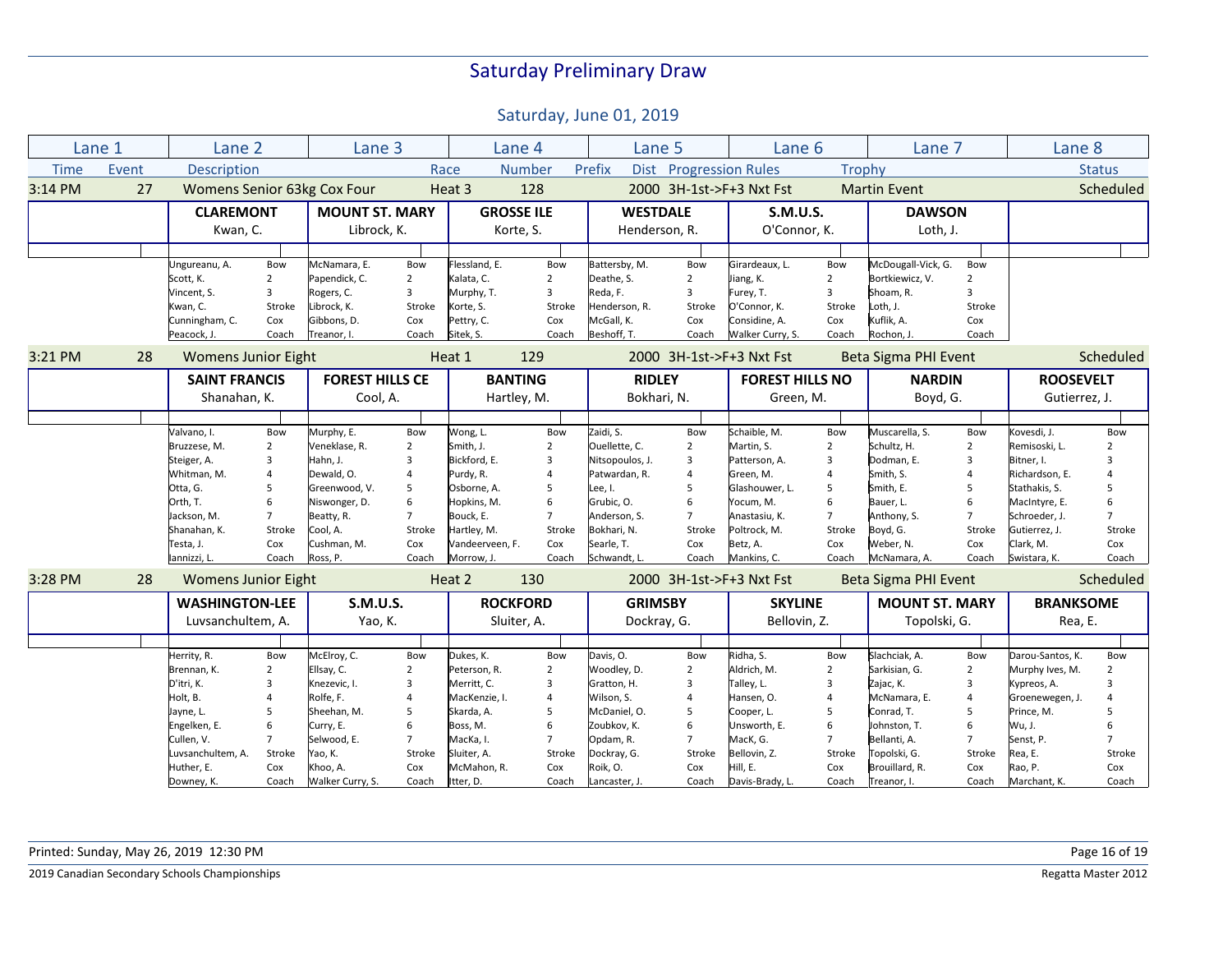# Saturday Preliminary Draw

## Saturday, June 01, 2019

| Time | Event | Description | Race | Number | Prefix | Dist | Progression Rules | Trophy | Status |
|---|---|---|---|---|---|---|---|---|---|
| 3:14 PM | 27 | Womens Senior 63kg Cox Four | Heat 3 | 128 | | 2000 | 3H-1st->F+3 Nxt Fst | Martin Event | Scheduled |

| Seat | Lane 1 | Lane 2 | Lane 3 | Lane 4 | Lane 5 | Lane 6 | Lane 7 | Lane 8 |
|---|---|---|---|---|---|---|---|---|
| Crew | | **CLAREMONT** Kwan, C. | **MOUNT ST. MARY** Librock, K. | **GROSSE ILE** Korte, S. | **WESTDALE** Henderson, R. | **S.M.U.S.** O'Connor, K. | **DAWSON** Loth, J. | |
| Bow | | Ungureanu, A. | McNamara, E. | Flessland, E. | Battersby, M. | Girardeaux, L. | McDougall-Vick, G. | |
| 2 | | Scott, K. | Papendick, C. | Kalata, C. | Deathe, S. | Jiang, K. | Bortkiewicz, V. | |
| 3 | | Vincent, S. | Rogers, C. | Murphy, T. | Reda, F. | Furey, T. | Shoam, R. | |
| Stroke | | Kwan, C. | Librock, K. | Korte, S. | Henderson, R. | O'Connor, K. | Loth, J. | |
| Cox | | Cunningham, C. | Gibbons, D. | Pettry, C. | McGall, K. | Considine, A. | Kuflik, A. | |
| Coach | | Peacock, J. | Treanor, I. | Sitek, S. | Beshoff, T. | Walker Curry, S. | Rochon, J. | |

| Time | Event | Description | Race | Number | Prefix | Dist | Progression Rules | Trophy | Status |
|---|---|---|---|---|---|---|---|---|---|
| 3:21 PM | 28 | Womens Junior Eight | Heat 1 | 129 | | 2000 | 3H-1st->F+3 Nxt Fst | Beta Sigma PHI Event | Scheduled |

| Seat | Lane 1 | Lane 2 | Lane 3 | Lane 4 | Lane 5 | Lane 6 | Lane 7 | Lane 8 |
|---|---|---|---|---|---|---|---|---|
| Crew | | **SAINT FRANCIS** Shanahan, K. | **FOREST HILLS CE** Cool, A. | **BANTING** Hartley, M. | **RIDLEY** Bokhari, N. | **FOREST HILLS NO** Green, M. | **NARDIN** Boyd, G. | **ROOSEVELT** Gutierrez, J. |
| Bow | | Valvano, I. | Murphy, E. | Wong, L. | Zaidi, S. | Schaible, M. | Muscarella, S. | Kovesdi, J. |
| 2 | | Bruzzese, M. | Veneklase, R. | Smith, J. | Ouellette, C. | Martin, S. | Schultz, H. | Remisoski, L. |
| 3 | | Steiger, A. | Hahn, J. | Bickford, E. | Nitsopoulos, J. | Patterson, A. | Dodman, E. | Bitner, I. |
| 4 | | Whitman, M. | Dewald, O. | Purdy, R. | Patwardan, R. | Green, M. | Smith, S. | Richardson, E. |
| 5 | | Otta, G. | Greenwood, V. | Osborne, A. | Lee, I. | Glashouwer, L. | Smith, E. | Stathakis, S. |
| 6 | | Orth, T. | Niswonger, D. | Hopkins, M. | Grubic, O. | Yocum, M. | Bauer, L. | MacIntyre, E. |
| 7 | | Jackson, M. | Beatty, R. | Bouck, E. | Anderson, S. | Anastasiu, K. | Anthony, S. | Schroeder, J. |
| Stroke | | Shanahan, K. | Cool, A. | Hartley, M. | Bokhari, N. | Poltrock, M. | Boyd, G. | Gutierrez, J. |
| Cox | | Testa, J. | Cushman, M. | Vandeerveen, F. | Searle, T. | Betz, A. | Weber, N. | Clark, M. |
| Coach | | Iannizzi, L. | Ross, P. | Morrow, J. | Schwandt, L. | Mankins, C. | McNamara, A. | Swistara, K. |

| Time | Event | Description | Race | Number | Prefix | Dist | Progression Rules | Trophy | Status |
|---|---|---|---|---|---|---|---|---|---|
| 3:28 PM | 28 | Womens Junior Eight | Heat 2 | 130 | | 2000 | 3H-1st->F+3 Nxt Fst | Beta Sigma PHI Event | Scheduled |

| Seat | Lane 1 | Lane 2 | Lane 3 | Lane 4 | Lane 5 | Lane 6 | Lane 7 | Lane 8 |
|---|---|---|---|---|---|---|---|---|
| Crew | | **WASHINGTON-LEE** Luvsanchultem, A. | **S.M.U.S.** Yao, K. | **ROCKFORD** Sluiter, A. | **GRIMSBY** Dockray, G. | **SKYLINE** Bellovin, Z. | **MOUNT ST. MARY** Topolski, G. | **BRANKSOME** Rea, E. |
| Bow | | Herrity, R. | McElroy, C. | Dukes, K. | Davis, O. | Ridha, S. | Slachciak, A. | Darou-Santos, K. |
| 2 | | Brennan, K. | Ellsay, C. | Peterson, R. | Woodley, D. | Aldrich, M. | Sarkisian, G. | Murphy Ives, M. |
| 3 | | D'itri, K. | Knezevic, I. | Merritt, C. | Gratton, H. | Talley, L. | Zajac, K. | Kypreos, A. |
| 4 | | Holt, B. | Rolfe, F. | MacKenzie, I. | Wilson, S. | Hansen, O. | McNamara, E. | Groenewegen, J. |
| 5 | | Jayne, L. | Sheehan, M. | Skarda, A. | McDaniel, O. | Cooper, L. | Conrad, T. | Prince, M. |
| 6 | | Engelken, E. | Curry, E. | Boss, M. | Zoubkov, K. | Unsworth, E. | Johnston, T. | Wu, J. |
| 7 | | Cullen, V. | Selwood, E. | MacKa, I. | Opdam, R. | MacK, G. | Bellanti, A. | Senst, P. |
| Stroke | | Luvsanchultem, A. | Yao, K. | Sluiter, A. | Dockray, G. | Bellovin, Z. | Topolski, G. | Rea, E. |
| Cox | | Huther, E. | Khoo, A. | McMahon, R. | Roik, O. | Hill, E. | Brouillard, R. | Rao, P. |
| Coach | | Downey, K. | Walker Curry, S. | Itter, D. | Lancaster, J. | Davis-Brady, L. | Treanor, I. | Marchant, K. |

Printed: Sunday, May 26, 2019 12:30 PM

2019 Canadian Secondary Schools Championships

Regatta Master 2012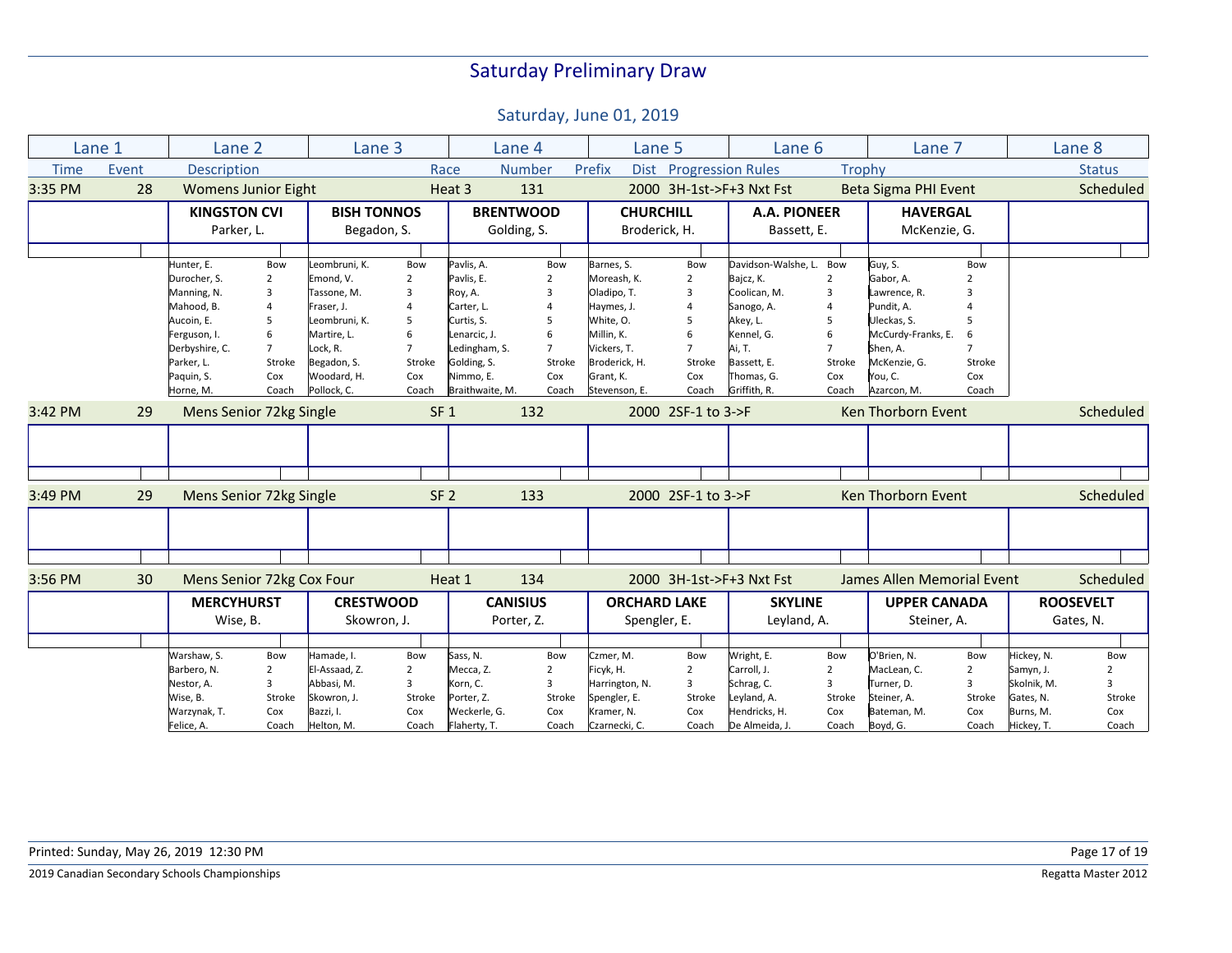# Saturday Preliminary Draw

## Saturday, June 01, 2019

| Lane 1 | Lane 2 | Lane 3 | Lane 4 | Lane 5 | Lane 6 | Lane 7 | Lane 8 |
|---|---|---|---|---|---|---|---|
| Time / Event | Description | | Race / Number | Prefix / Dist / Progression Rules | | Trophy | Status |

### 3:35 PM — Event 28 — Womens Junior Eight — Heat 3 — Race 131 — 2000 — 3H-1st->F+3 Nxt Fst — Beta Sigma PHI Event — Scheduled

| Seat | Lane 2: KINGSTON CVI (Parker, L.) | Lane 3: BISH TONNOS (Begadon, S.) | Lane 4: BRENTWOOD (Golding, S.) | Lane 5: CHURCHILL (Broderick, H.) | Lane 6: A.A. PIONEER (Bassett, E.) | Lane 7: HAVERGAL (McKenzie, G.) |
|---|---|---|---|---|---|---|
| Bow | Hunter, E. | Leombruni, K. | Pavlis, A. | Barnes, S. | Davidson-Walshe, L. | Guy, S. |
| 2 | Durocher, S. | Emond, V. | Pavlis, E. | Moreash, K. | Bajcz, K. | Gabor, A. |
| 3 | Manning, N. | Tassone, M. | Roy, A. | Oladipo, T. | Coolican, M. | Lawrence, R. |
| 4 | Mahood, B. | Fraser, J. | Carter, L. | Haymes, J. | Sanogo, A. | Pundit, A. |
| 5 | Aucoin, E. | Leombruni, K. | Curtis, S. | White, O. | Akey, L. | Uleckas, S. |
| 6 | Ferguson, I. | Martire, L. | Lenarcic, J. | Millin, K. | Kennel, G. | McCurdy-Franks, E. |
| 7 | Derbyshire, C. | Lock, R. | Ledingham, S. | Vickers, T. | Ai, T. | Shen, A. |
| Stroke | Parker, L. | Begadon, S. | Golding, S. | Broderick, H. | Bassett, E. | McKenzie, G. |
| Cox | Paquin, S. | Woodard, H. | Nimmo, E. | Grant, K. | Thomas, G. | You, C. |
| Coach | Horne, M. | Pollock, C. | Braithwaite, M. | Stevenson, E. | Griffith, R. | Azarcon, M. |

### 3:42 PM — Event 29 — Mens Senior 72kg Single — SF 1 — Race 132 — 2000 — 2SF-1 to 3->F — Ken Thorborn Event — Scheduled

### 3:49 PM — Event 29 — Mens Senior 72kg Single — SF 2 — Race 133 — 2000 — 2SF-1 to 3->F — Ken Thorborn Event — Scheduled

### 3:56 PM — Event 30 — Mens Senior 72kg Cox Four — Heat 1 — Race 134 — 2000 — 3H-1st->F+3 Nxt Fst — James Allen Memorial Event — Scheduled

| Seat | Lane 2: MERCYHURST (Wise, B.) | Lane 3: CRESTWOOD (Skowron, J.) | Lane 4: CANISIUS (Porter, Z.) | Lane 5: ORCHARD LAKE (Spengler, E.) | Lane 6: SKYLINE (Leyland, A.) | Lane 7: UPPER CANADA (Steiner, A.) | Lane 8: ROOSEVELT (Gates, N.) |
|---|---|---|---|---|---|---|---|
| Bow | Warshaw, S. | Hamade, I. | Sass, N. | Czmer, M. | Wright, E. | O'Brien, N. | Hickey, N. |
| 2 | Barbero, N. | El-Assaad, Z. | Mecca, Z. | Ficyk, H. | Carroll, J. | MacLean, C. | Samyn, J. |
| 3 | Nestor, A. | Abbasi, M. | Korn, C. | Harrington, N. | Schrag, C. | Turner, D. | Skolnik, M. |
| Stroke | Wise, B. | Skowron, J. | Porter, Z. | Spengler, E. | Leyland, A. | Steiner, A. | Gates, N. |
| Cox | Warzynak, T. | Bazzi, I. | Weckerle, G. | Kramer, N. | Hendricks, H. | Bateman, M. | Burns, M. |
| Coach | Felice, A. | Helton, M. | Flaherty, T. | Czarnecki, C. | De Almeida, J. | Boyd, G. | Hickey, T. |

Printed: Sunday, May 26, 2019 12:30 PM

2019 Canadian Secondary Schools Championships — Regatta Master 2012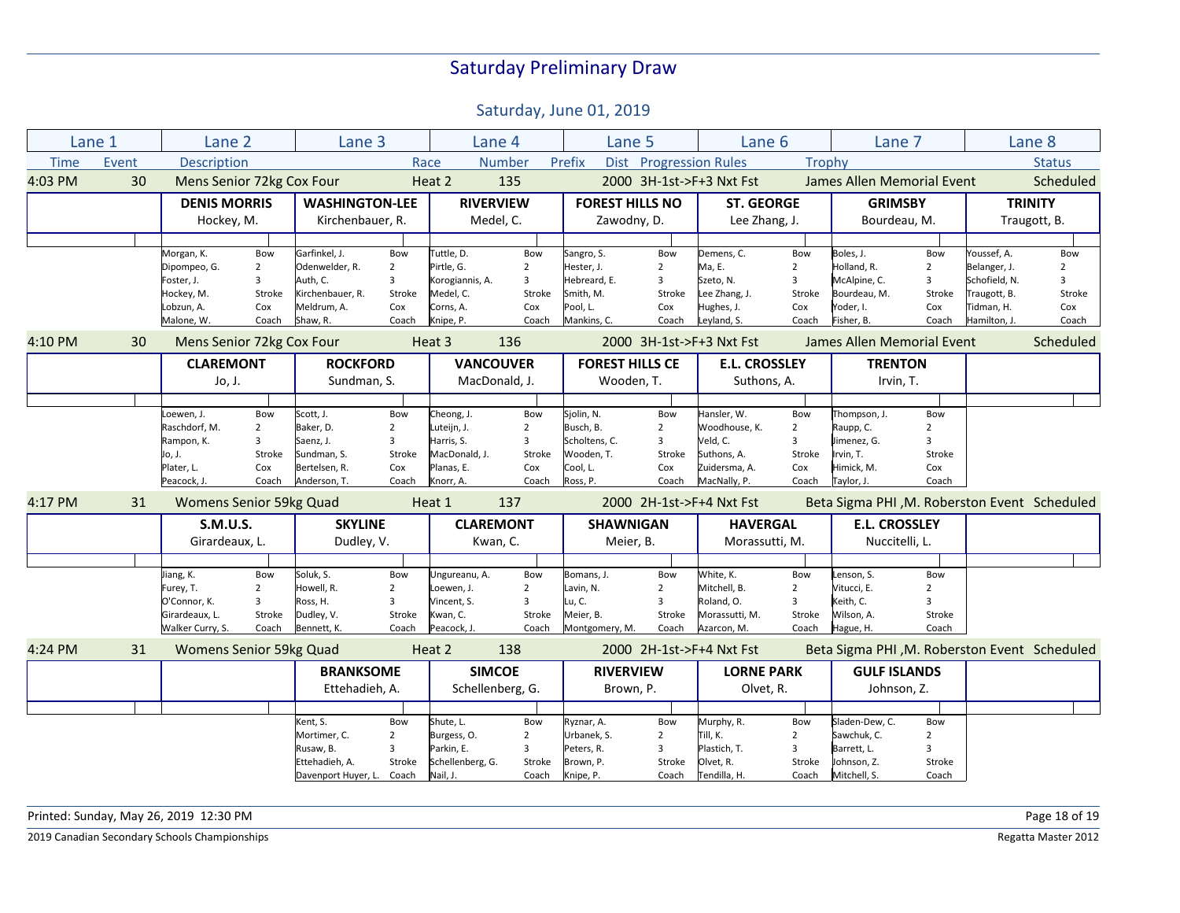# Saturday Preliminary Draw

## Saturday, June 01, 2019

| Lane 1 | Lane 2 | Lane 3 | Lane 4 | Lane 5 | Lane 6 | Lane 7 | Lane 8 |
|---|---|---|---|---|---|---|---|
| Time / Event | Description | | Race / Number | Prefix / Dist / Progression Rules | | Trophy | Status |

### 4:03 PM — Event 30 — Mens Senior 72kg Cox Four — Heat 2 — Race 135 — 2000 — 3H-1st->F+3 Nxt Fst — James Allen Memorial Event — Scheduled

| Lane 1 | Lane 2 | Lane 3 | Lane 4 | Lane 5 | Lane 6 | Lane 7 | Lane 8 |
|---|---|---|---|---|---|---|---|
| | **DENIS MORRIS** Hockey, M. | **WASHINGTON-LEE** Kirchenbauer, R. | **RIVERVIEW** Medel, C. | **FOREST HILLS NO** Zawodny, D. | **ST. GEORGE** Lee Zhang, J. | **GRIMSBY** Bourdeau, M. | **TRINITY** Traugott, B. |
| | Morgan, K. — Bow | Garfinkel, J. — Bow | Tuttle, D. — Bow | Sangro, S. — Bow | Demens, C. — Bow | Boles, J. — Bow | Youssef, A. — Bow |
| | Dipompeo, G. — 2 | Odenwelder, R. — 2 | Pirtle, G. — 2 | Hester, J. — 2 | Ma, E. — 2 | Holland, R. — 2 | Belanger, J. — 2 |
| | Foster, J. — 3 | Auth, C. — 3 | Korogiannis, A. — 3 | Hebreard, E. — 3 | Szeto, N. — 3 | McAlpine, C. — 3 | Schofield, N. — 3 |
| | Hockey, M. — Stroke | Kirchenbauer, R. — Stroke | Medel, C. — Stroke | Smith, M. — Stroke | Lee Zhang, J. — Stroke | Bourdeau, M. — Stroke | Traugott, B. — Stroke |
| | Lobzun, A. — Cox | Meldrum, A. — Cox | Corns, A. — Cox | Pool, L. — Cox | Hughes, J. — Cox | Yoder, I. — Cox | Tidman, H. — Cox |
| | Malone, W. — Coach | Shaw, R. — Coach | Knipe, P. — Coach | Mankins, C. — Coach | Leyland, S. — Coach | Fisher, B. — Coach | Hamilton, J. — Coach |

### 4:10 PM — Event 30 — Mens Senior 72kg Cox Four — Heat 3 — Race 136 — 2000 — 3H-1st->F+3 Nxt Fst — James Allen Memorial Event — Scheduled

| Lane 1 | Lane 2 | Lane 3 | Lane 4 | Lane 5 | Lane 6 | Lane 7 | Lane 8 |
|---|---|---|---|---|---|---|---|
| | **CLAREMONT** Jo, J. | **ROCKFORD** Sundman, S. | **VANCOUVER** MacDonald, J. | **FOREST HILLS CE** Wooden, T. | **E.L. CROSSLEY** Suthons, A. | **TRENTON** Irvin, T. | |
| | Loewen, J. — Bow | Scott, J. — Bow | Cheong, J. — Bow | Sjolin, N. — Bow | Hansler, W. — Bow | Thompson, J. — Bow | |
| | Raschdorf, M. — 2 | Baker, D. — 2 | Luteijn, J. — 2 | Busch, B. — 2 | Woodhouse, K. — 2 | Raupp, C. — 2 | |
| | Rampon, K. — 3 | Saenz, J. — 3 | Harris, S. — 3 | Scholtens, C. — 3 | Veld, C. — 3 | Jimenez, G. — 3 | |
| | Jo, J. — Stroke | Sundman, S. — Stroke | MacDonald, J. — Stroke | Wooden, T. — Stroke | Suthons, A. — Stroke | Irvin, T. — Stroke | |
| | Plater, L. — Cox | Bertelsen, R. — Cox | Planas, E. — Cox | Cool, L. — Cox | Zuidersma, A. — Cox | Himick, M. — Cox | |
| | Peacock, J. — Coach | Anderson, T. — Coach | Knorr, A. — Coach | Ross, P. — Coach | MacNally, P. — Coach | Taylor, J. — Coach | |

### 4:17 PM — Event 31 — Womens Senior 59kg Quad — Heat 1 — Race 137 — 2000 — 2H-1st->F+4 Nxt Fst — Beta Sigma PHI ,M. Roberston Event — Scheduled

| Lane 1 | Lane 2 | Lane 3 | Lane 4 | Lane 5 | Lane 6 | Lane 7 | Lane 8 |
|---|---|---|---|---|---|---|---|
| | **S.M.U.S.** Girardeaux, L. | **SKYLINE** Dudley, V. | **CLAREMONT** Kwan, C. | **SHAWNIGAN** Meier, B. | **HAVERGAL** Morassutti, M. | **E.L. CROSSLEY** Nuccitelli, L. | |
| | Jiang, K. — Bow | Soluk, S. — Bow | Ungureanu, A. — Bow | Bomans, J. — Bow | White, K. — Bow | Lenson, S. — Bow | |
| | Furey, T. — 2 | Howell, R. — 2 | Loewen, J. — 2 | Lavin, N. — 2 | Mitchell, B. — 2 | Vitucci, E. — 2 | |
| | O'Connor, K. — 3 | Ross, H. — 3 | Vincent, S. — 3 | Lu, C. — 3 | Roland, O. — 3 | Keith, C. — 3 | |
| | Girardeaux, L. — Stroke | Dudley, V. — Stroke | Kwan, C. — Stroke | Meier, B. — Stroke | Morassutti, M. — Stroke | Wilson, A. — Stroke | |
| | Walker Curry, S. — Coach | Bennett, K. — Coach | Peacock, J. — Coach | Montgomery, M. — Coach | Azarcon, M. — Coach | Hague, H. — Coach | |

### 4:24 PM — Event 31 — Womens Senior 59kg Quad — Heat 2 — Race 138 — 2000 — 2H-1st->F+4 Nxt Fst — Beta Sigma PHI ,M. Roberston Event — Scheduled

| Lane 1 | Lane 2 | Lane 3 | Lane 4 | Lane 5 | Lane 6 | Lane 7 | Lane 8 |
|---|---|---|---|---|---|---|---|
| | | **BRANKSOME** Ettehadieh, A. | **SIMCOE** Schellenberg, G. | **RIVERVIEW** Brown, P. | **LORNE PARK** Olvet, R. | **GULF ISLANDS** Johnson, Z. | |
| | | Kent, S. — Bow | Shute, L. — Bow | Ryznar, A. — Bow | Murphy, R. — Bow | Sladen-Dew, C. — Bow | |
| | | Mortimer, C. — 2 | Burgess, O. — 2 | Urbanek, S. — 2 | Till, K. — 2 | Sawchuk, C. — 2 | |
| | | Rusaw, B. — 3 | Parkin, E. — 3 | Peters, R. — 3 | Plastich, T. — 3 | Barrett, L. — 3 | |
| | | Ettehadieh, A. — Stroke | Schellenberg, G. — Stroke | Brown, P. — Stroke | Olvet, R. — Stroke | Johnson, Z. — Stroke | |
| | | Davenport Huyer, L. — Coach | Nail, J. — Coach | Knipe, P. — Coach | Tendilla, H. — Coach | Mitchell, S. — Coach | |

Printed: Sunday, May 26, 2019 12:30 PM

2019 Canadian Secondary Schools Championships — Regatta Master 2012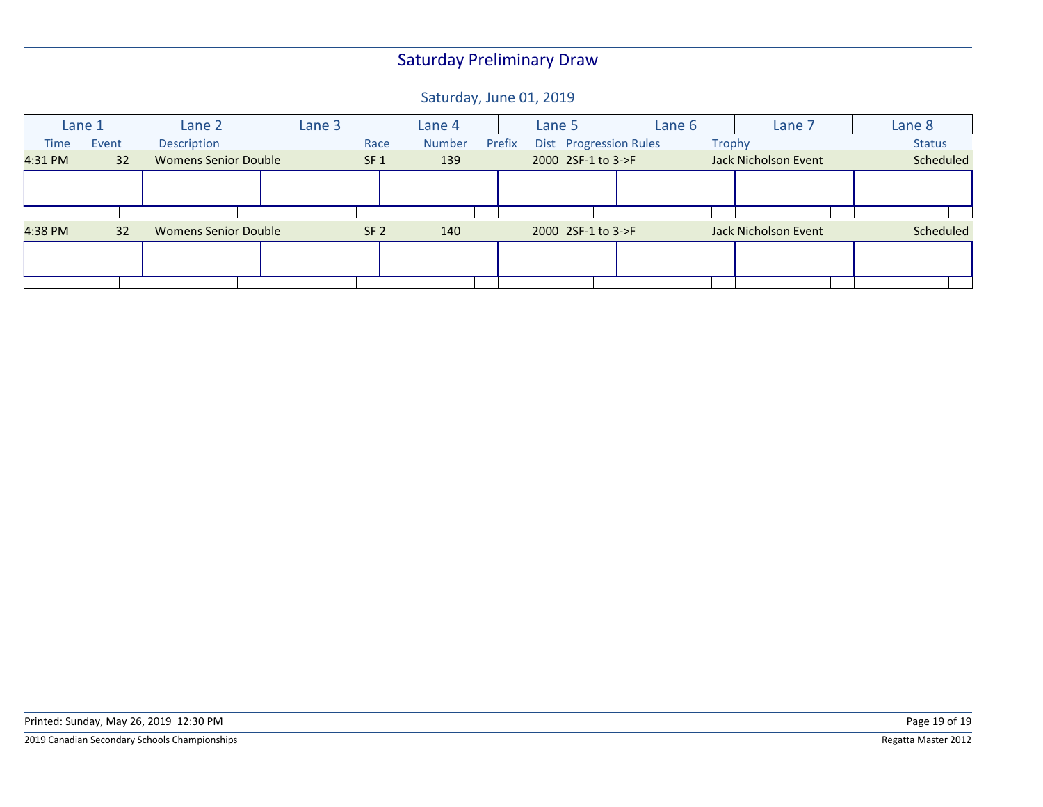# Saturday Preliminary Draw

Saturday, June 01, 2019

| Lane 1 | Lane 2 | Lane 3 | Lane 4 | Lane 5 | Lane 6 | Lane 7 | Lane 8 |
|---|---|---|---|---|---|---|---|

| Time | Event | Description | Race | Number | Prefix | Dist | Progression Rules | Trophy | Status |
|---|---|---|---|---|---|---|---|---|---|
| 4:31 PM | 32 | Womens Senior Double | SF 1 | 139 | | 2000 | 2SF-1 to 3->F | Jack Nicholson Event | Scheduled |

| Lane 1 | Lane 2 | Lane 3 | Lane 4 | Lane 5 | Lane 6 | Lane 7 | Lane 8 |
|---|---|---|---|---|---|---|---|
| | | | | | | | |

| Time | Event | Description | Race | Number | Prefix | Dist | Progression Rules | Trophy | Status |
|---|---|---|---|---|---|---|---|---|---|
| 4:38 PM | 32 | Womens Senior Double | SF 2 | 140 | | 2000 | 2SF-1 to 3->F | Jack Nicholson Event | Scheduled |

| Lane 1 | Lane 2 | Lane 3 | Lane 4 | Lane 5 | Lane 6 | Lane 7 | Lane 8 |
|---|---|---|---|---|---|---|---|
| | | | | | | | |

Printed: Sunday, May 26, 2019 12:30 PM

2019 Canadian Secondary Schools Championships

Regatta Master 2012